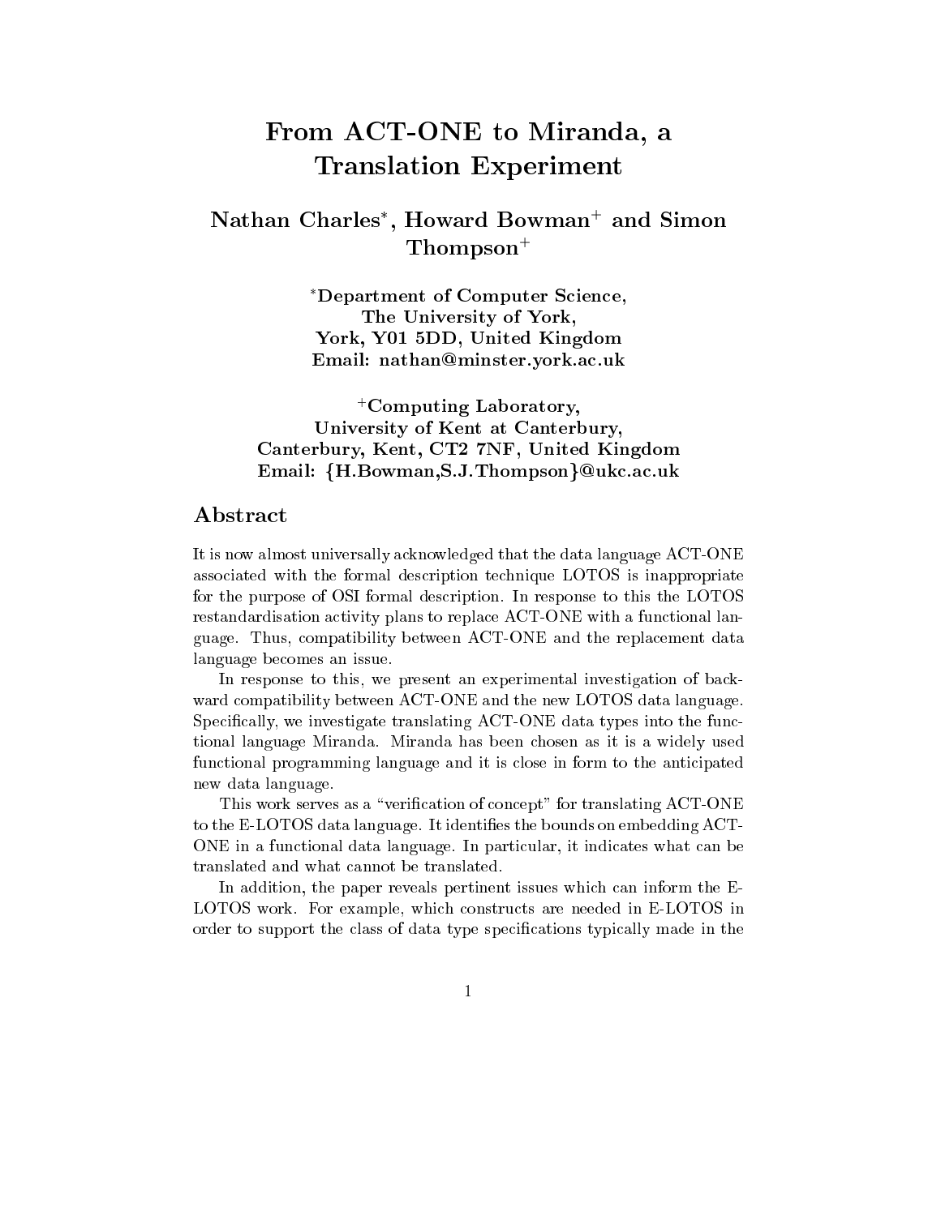# From ACT-ONE to Miranda, a Translation Experiment

**Nathan Charles***, **Howard Bowman**+ **and Simon Thompson**+

*Department of Computer Science,
The University of York,
York, Y01 5DD, United Kingdom
Email: nathan@minster.york.ac.uk

+Computing Laboratory,
University of Kent at Canterbury,
Canterbury, Kent, CT2 7NF, United Kingdom
Email: {H.Bowman,S.J.Thompson}@ukc.ac.uk

## Abstract

It is now almost universally acknowledged that the data language ACT-ONE associated with the formal description technique LOTOS is inappropriate for the purpose of OSI formal description. In response to this the LOTOS restandardisation activity plans to replace ACT-ONE with a functional language. Thus, compatibility between ACT-ONE and the replacement data language becomes an issue.

In response to this, we present an experimental investigation of backward compatibility between ACT-ONE and the new LOTOS data language. Specifically, we investigate translating ACT-ONE data types into the functional language Miranda. Miranda has been chosen as it is a widely used functional programming language and it is close in form to the anticipated new data language.

This work serves as a "verification of concept" for translating ACT-ONE to the E-LOTOS data language. It identifies the bounds on embedding ACT-ONE in a functional data language. In particular, it indicates what can be translated and what cannot be translated.

In addition, the paper reveals pertinent issues which can inform the E-LOTOS work. For example, which constructs are needed in E-LOTOS in order to support the class of data type specifications typically made in the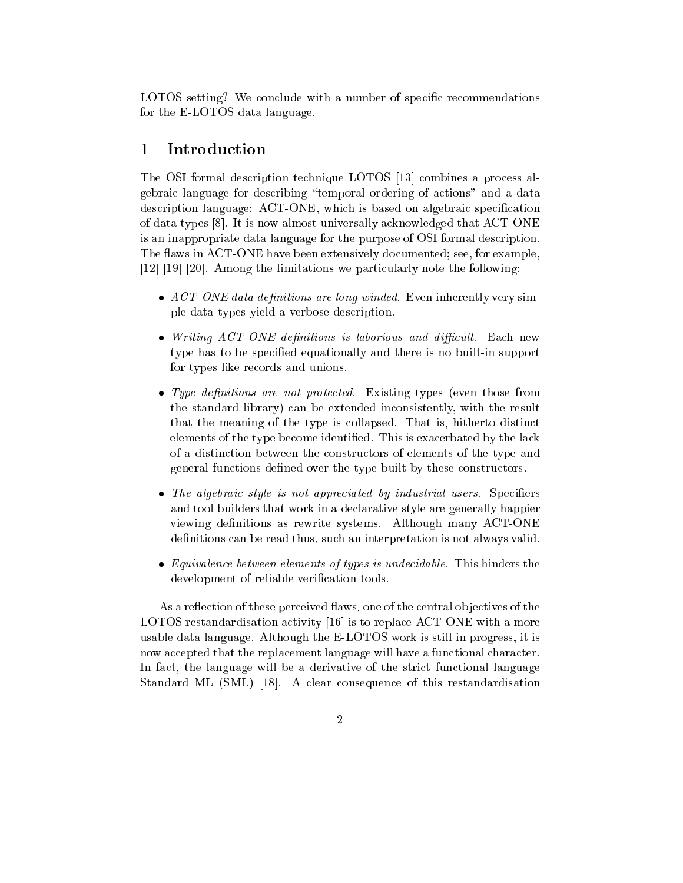LOTOS setting? We conclude with a number of specific recommendations for the E-LOTOS data language.

## 1 Introduction

The OSI formal description technique LOTOS [13] combines a process algebraic language for describing "temporal ordering of actions" and a data description language: ACT-ONE, which is based on algebraic specification of data types [8]. It is now almost universally acknowledged that ACT-ONE is an inappropriate data language for the purpose of OSI formal description. The flaws in ACT-ONE have been extensively documented; see, for example, [12] [19] [20]. Among the limitations we particularly note the following:

- *ACT-ONE data definitions are long-winded.* Even inherently very simple data types yield a verbose description.
- *Writing ACT-ONE definitions is laborious and difficult.* Each new type has to be specified equationally and there is no built-in support for types like records and unions.
- *Type definitions are not protected.* Existing types (even those from the standard library) can be extended inconsistently, with the result that the meaning of the type is collapsed. That is, hitherto distinct elements of the type become identified. This is exacerbated by the lack of a distinction between the constructors of elements of the type and general functions defined over the type built by these constructors.
- *The algebraic style is not appreciated by industrial users.* Specifiers and tool builders that work in a declarative style are generally happier viewing definitions as rewrite systems. Although many ACT-ONE definitions can be read thus, such an interpretation is not always valid.
- *Equivalence between elements of types is undecidable.* This hinders the development of reliable verification tools.

As a reflection of these perceived flaws, one of the central objectives of the LOTOS restandardisation activity [16] is to replace ACT-ONE with a more usable data language. Although the E-LOTOS work is still in progress, it is now accepted that the replacement language will have a functional character. In fact, the language will be a derivative of the strict functional language Standard ML (SML) [18]. A clear consequence of this restandardisation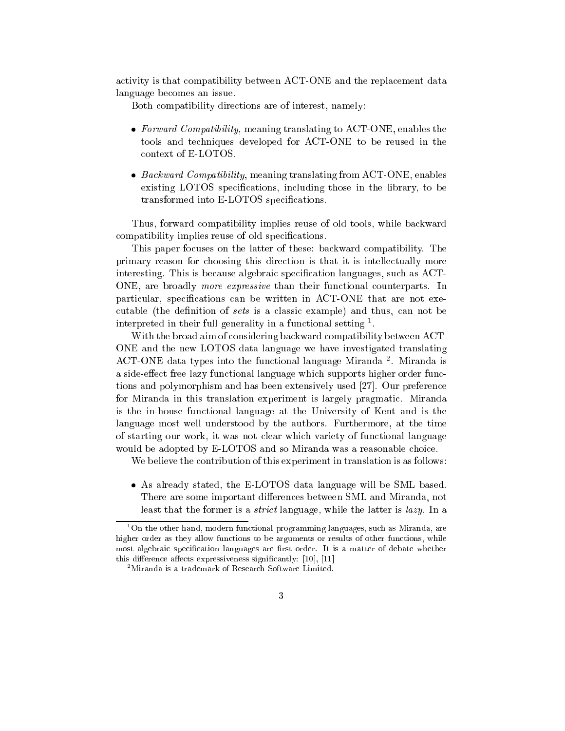activity is that compatibility between ACT-ONE and the replacement data language becomes an issue.

Both compatibility directions are of interest, namely:

- *Forward Compatibility*, meaning translating to ACT-ONE, enables the tools and techniques developed for ACT-ONE to be reused in the context of E-LOTOS.
- *Backward Compatibility*, meaning translating from ACT-ONE, enables existing LOTOS specifications, including those in the library, to be transformed into E-LOTOS specifications.

Thus, forward compatibility implies reuse of old tools, while backward compatibility implies reuse of old specifications.

This paper focuses on the latter of these: backward compatibility. The primary reason for choosing this direction is that it is intellectually more interesting. This is because algebraic specification languages, such as ACT-ONE, are broadly *more expressive* than their functional counterparts. In particular, specifications can be written in ACT-ONE that are not executable (the definition of *sets* is a classic example) and thus, can not be interpreted in their full generality in a functional setting [1].

With the broad aim of considering backward compatibility between ACT-ONE and the new LOTOS data language we have investigated translating ACT-ONE data types into the functional language Miranda [2]. Miranda is a side-effect free lazy functional language which supports higher order functions and polymorphism and has been extensively used [27]. Our preference for Miranda in this translation experiment is largely pragmatic. Miranda is the in-house functional language at the University of Kent and is the language most well understood by the authors. Furthermore, at the time of starting our work, it was not clear which variety of functional language would be adopted by E-LOTOS and so Miranda was a reasonable choice.

We believe the contribution of this experiment in translation is as follows:

- As already stated, the E-LOTOS data language will be SML based. There are some important differences between SML and Miranda, not least that the former is a *strict* language, while the latter is *lazy*. In a

[1] On the other hand, modern functional programming languages, such as Miranda, are higher order as they allow functions to be arguments or results of other functions, while most algebraic specification languages are first order. It is a matter of debate whether this difference affects expressiveness significantly: [10], [11]

[2] Miranda is a trademark of Research Software Limited.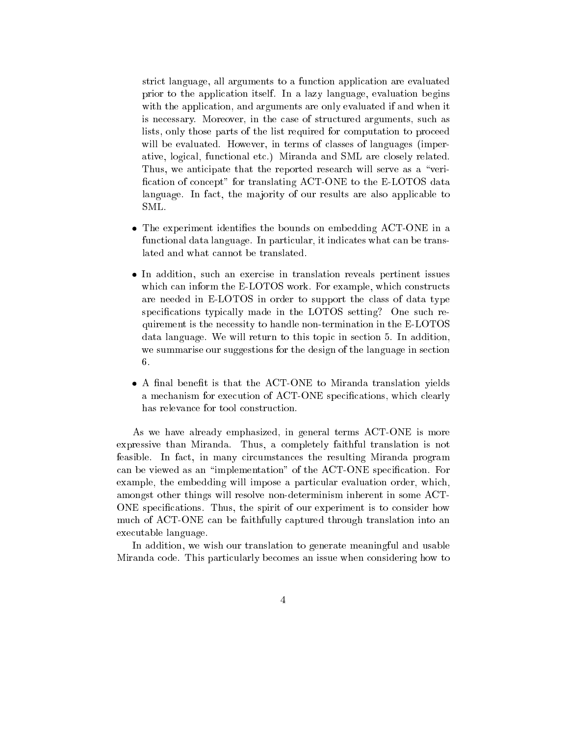strict language, all arguments to a function application are evaluated prior to the application itself. In a lazy language, evaluation begins with the application, and arguments are only evaluated if and when it is necessary. Moreover, in the case of structured arguments, such as lists, only those parts of the list required for computation to proceed will be evaluated. However, in terms of classes of languages (imperative, logical, functional etc.) Miranda and SML are closely related. Thus, we anticipate that the reported research will serve as a "verification of concept" for translating ACT-ONE to the E-LOTOS data language. In fact, the majority of our results are also applicable to SML.

- The experiment identifies the bounds on embedding ACT-ONE in a functional data language. In particular, it indicates what can be translated and what cannot be translated.

- In addition, such an exercise in translation reveals pertinent issues which can inform the E-LOTOS work. For example, which constructs are needed in E-LOTOS in order to support the class of data type specifications typically made in the LOTOS setting? One such requirement is the necessity to handle non-termination in the E-LOTOS data language. We will return to this topic in section 5. In addition, we summarise our suggestions for the design of the language in section 6.

- A final benefit is that the ACT-ONE to Miranda translation yields a mechanism for execution of ACT-ONE specifications, which clearly has relevance for tool construction.

As we have already emphasized, in general terms ACT-ONE is more expressive than Miranda. Thus, a completely faithful translation is not feasible. In fact, in many circumstances the resulting Miranda program can be viewed as an "implementation" of the ACT-ONE specification. For example, the embedding will impose a particular evaluation order, which, amongst other things will resolve non-determinism inherent in some ACT-ONE specifications. Thus, the spirit of our experiment is to consider how much of ACT-ONE can be faithfully captured through translation into an executable language.

In addition, we wish our translation to generate meaningful and usable Miranda code. This particularly becomes an issue when considering how to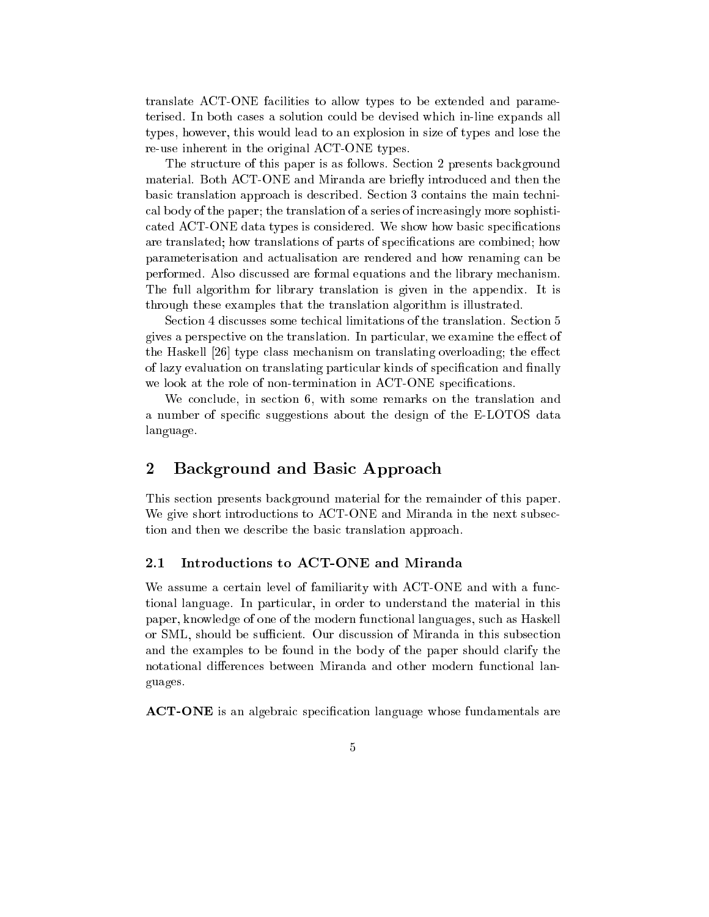translate ACT-ONE facilities to allow types to be extended and parameterised. In both cases a solution could be devised which in-line expands all types, however, this would lead to an explosion in size of types and lose the re-use inherent in the original ACT-ONE types.

The structure of this paper is as follows. Section 2 presents background material. Both ACT-ONE and Miranda are briefly introduced and then the basic translation approach is described. Section 3 contains the main technical body of the paper; the translation of a series of increasingly more sophisticated ACT-ONE data types is considered. We show how basic specifications are translated; how translations of parts of specifications are combined; how parameterisation and actualisation are rendered and how renaming can be performed. Also discussed are formal equations and the library mechanism. The full algorithm for library translation is given in the appendix. It is through these examples that the translation algorithm is illustrated.

Section 4 discusses some techical limitations of the translation. Section 5 gives a perspective on the translation. In particular, we examine the effect of the Haskell [26] type class mechanism on translating overloading; the effect of lazy evaluation on translating particular kinds of specification and finally we look at the role of non-termination in ACT-ONE specifications.

We conclude, in section 6, with some remarks on the translation and a number of specific suggestions about the design of the E-LOTOS data language.

## 2 Background and Basic Approach

This section presents background material for the remainder of this paper. We give short introductions to ACT-ONE and Miranda in the next subsection and then we describe the basic translation approach.

### 2.1 Introductions to ACT-ONE and Miranda

We assume a certain level of familiarity with ACT-ONE and with a functional language. In particular, in order to understand the material in this paper, knowledge of one of the modern functional languages, such as Haskell or SML, should be sufficient. Our discussion of Miranda in this subsection and the examples to be found in the body of the paper should clarify the notational differences between Miranda and other modern functional languages.

**ACT-ONE** is an algebraic specification language whose fundamentals are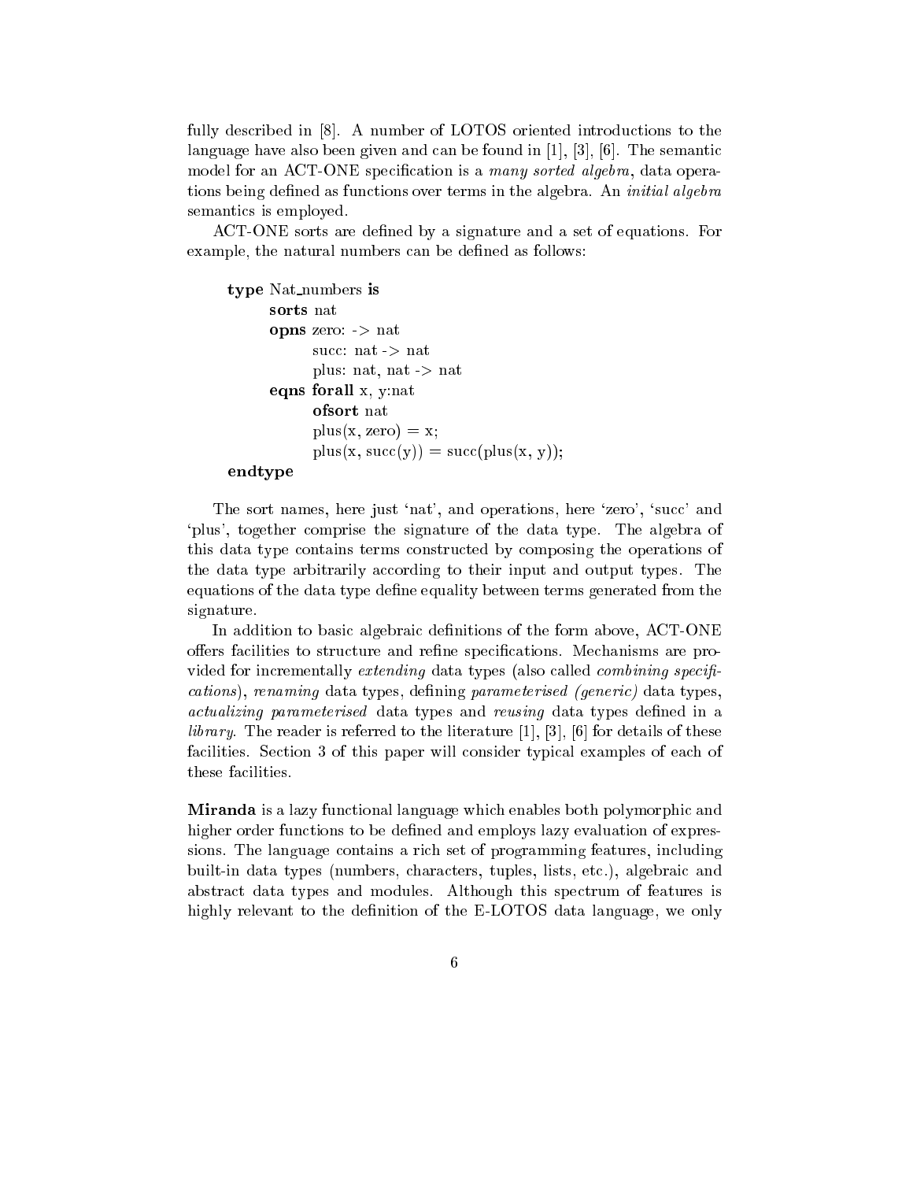fully described in [8]. A number of LOTOS oriented introductions to the language have also been given and can be found in [1], [3], [6]. The semantic model for an ACT-ONE specification is a *many sorted algebra*, data operations being defined as functions over terms in the algebra. An *initial algebra* semantics is employed.

ACT-ONE sorts are defined by a signature and a set of equations. For example, the natural numbers can be defined as follows:

```
type Nat_numbers is
      sorts nat
      opns zero: -> nat
            succ: nat -> nat
            plus: nat, nat -> nat
      eqns forall x, y:nat
            ofsort nat
            plus(x, zero) = x;
            plus(x, succ(y)) = succ(plus(x, y));
endtype
```

The sort names, here just 'nat', and operations, here 'zero', 'succ' and 'plus', together comprise the signature of the data type. The algebra of this data type contains terms constructed by composing the operations of the data type arbitrarily according to their input and output types. The equations of the data type define equality between terms generated from the signature.

In addition to basic algebraic definitions of the form above, ACT-ONE offers facilities to structure and refine specifications. Mechanisms are provided for incrementally *extending* data types (also called *combining specifications*), *renaming* data types, defining *parameterised (generic)* data types, *actualizing parameterised* data types and *reusing* data types defined in a *library*. The reader is referred to the literature [1], [3], [6] for details of these facilities. Section 3 of this paper will consider typical examples of each of these facilities.

**Miranda** is a lazy functional language which enables both polymorphic and higher order functions to be defined and employs lazy evaluation of expressions. The language contains a rich set of programming features, including built-in data types (numbers, characters, tuples, lists, etc.), algebraic and abstract data types and modules. Although this spectrum of features is highly relevant to the definition of the E-LOTOS data language, we only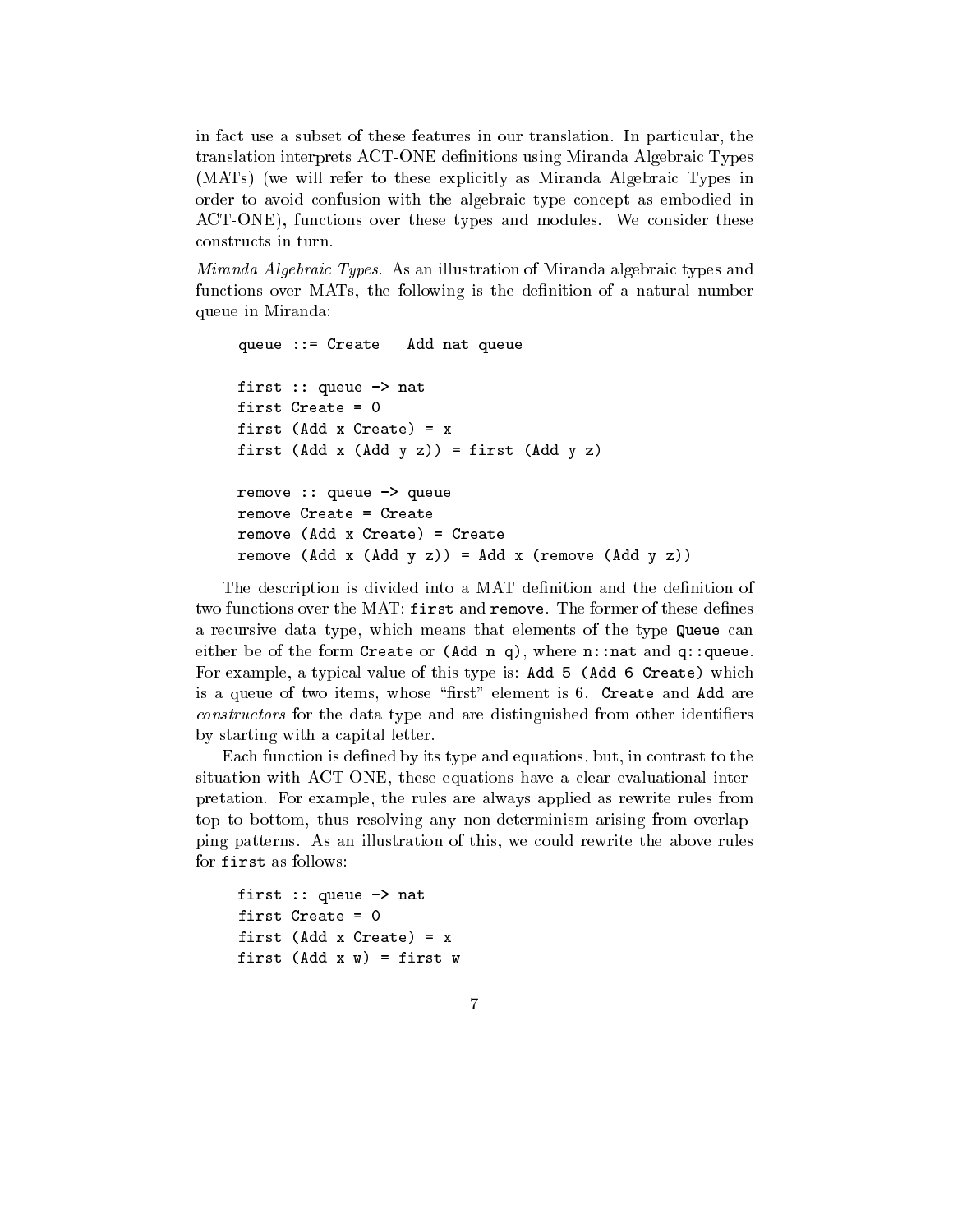in fact use a subset of these features in our translation. In particular, the translation interprets ACT-ONE definitions using Miranda Algebraic Types (MATs) (we will refer to these explicitly as Miranda Algebraic Types in order to avoid confusion with the algebraic type concept as embodied in ACT-ONE), functions over these types and modules. We consider these constructs in turn.

*Miranda Algebraic Types.* As an illustration of Miranda algebraic types and functions over MATs, the following is the definition of a natural number queue in Miranda:

```
queue ::= Create | Add nat queue

first :: queue -> nat
first Create = 0
first (Add x Create) = x
first (Add x (Add y z)) = first (Add y z)

remove :: queue -> queue
remove Create = Create
remove (Add x Create) = Create
remove (Add x (Add y z)) = Add x (remove (Add y z))
```

The description is divided into a MAT definition and the definition of two functions over the MAT: `first` and `remove`. The former of these defines a recursive data type, which means that elements of the type `Queue` can either be of the form `Create` or `(Add n q)`, where `n::nat` and `q::queue`. For example, a typical value of this type is: `Add 5 (Add 6 Create)` which is a queue of two items, whose "first" element is 6. `Create` and `Add` are *constructors* for the data type and are distinguished from other identifiers by starting with a capital letter.

Each function is defined by its type and equations, but, in contrast to the situation with ACT-ONE, these equations have a clear evaluational interpretation. For example, the rules are always applied as rewrite rules from top to bottom, thus resolving any non-determinism arising from overlapping patterns. As an illustration of this, we could rewrite the above rules for `first` as follows:

```
first :: queue -> nat
first Create = 0
first (Add x Create) = x
first (Add x w) = first w
```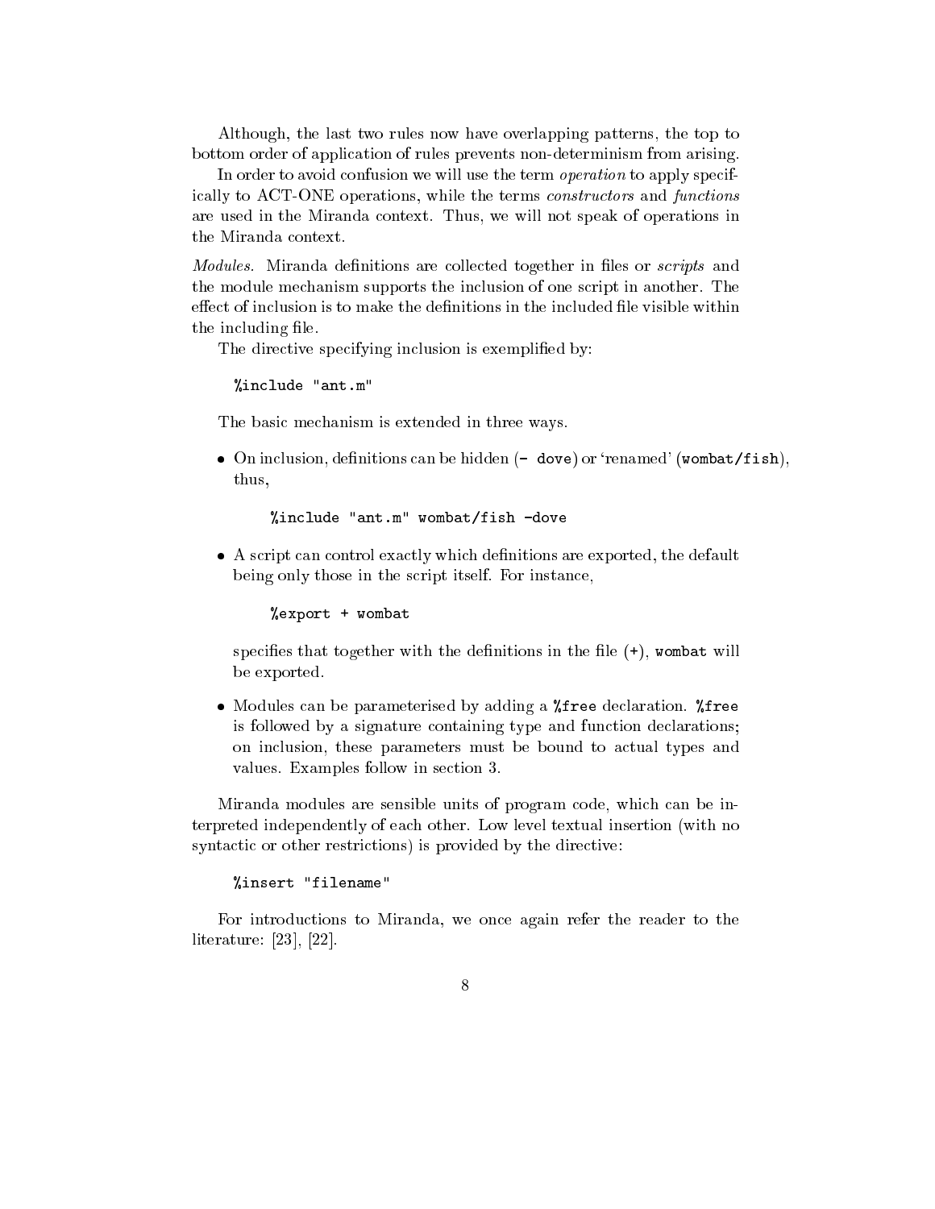Although, the last two rules now have overlapping patterns, the top to bottom order of application of rules prevents non-determinism from arising.

In order to avoid confusion we will use the term *operation* to apply specifically to ACT-ONE operations, while the terms *constructors* and *functions* are used in the Miranda context. Thus, we will not speak of operations in the Miranda context.

*Modules.* Miranda definitions are collected together in files or *scripts* and the module mechanism supports the inclusion of one script in another. The effect of inclusion is to make the definitions in the included file visible within the including file.

The directive specifying inclusion is exemplified by:

```
%include "ant.m"
```

The basic mechanism is extended in three ways.

- On inclusion, definitions can be hidden (`- dove`) or 'renamed' (`wombat/fish`), thus,

  ```
  %include "ant.m" wombat/fish -dove
  ```

- A script can control exactly which definitions are exported, the default being only those in the script itself. For instance,

  ```
  %export + wombat
  ```

  specifies that together with the definitions in the file (`+`), `wombat` will be exported.

- Modules can be parameterised by adding a `%free` declaration. `%free` is followed by a signature containing type and function declarations; on inclusion, these parameters must be bound to actual types and values. Examples follow in section 3.

Miranda modules are sensible units of program code, which can be interpreted independently of each other. Low level textual insertion (with no syntactic or other restrictions) is provided by the directive:

```
%insert "filename"
```

For introductions to Miranda, we once again refer the reader to the literature: [23], [22].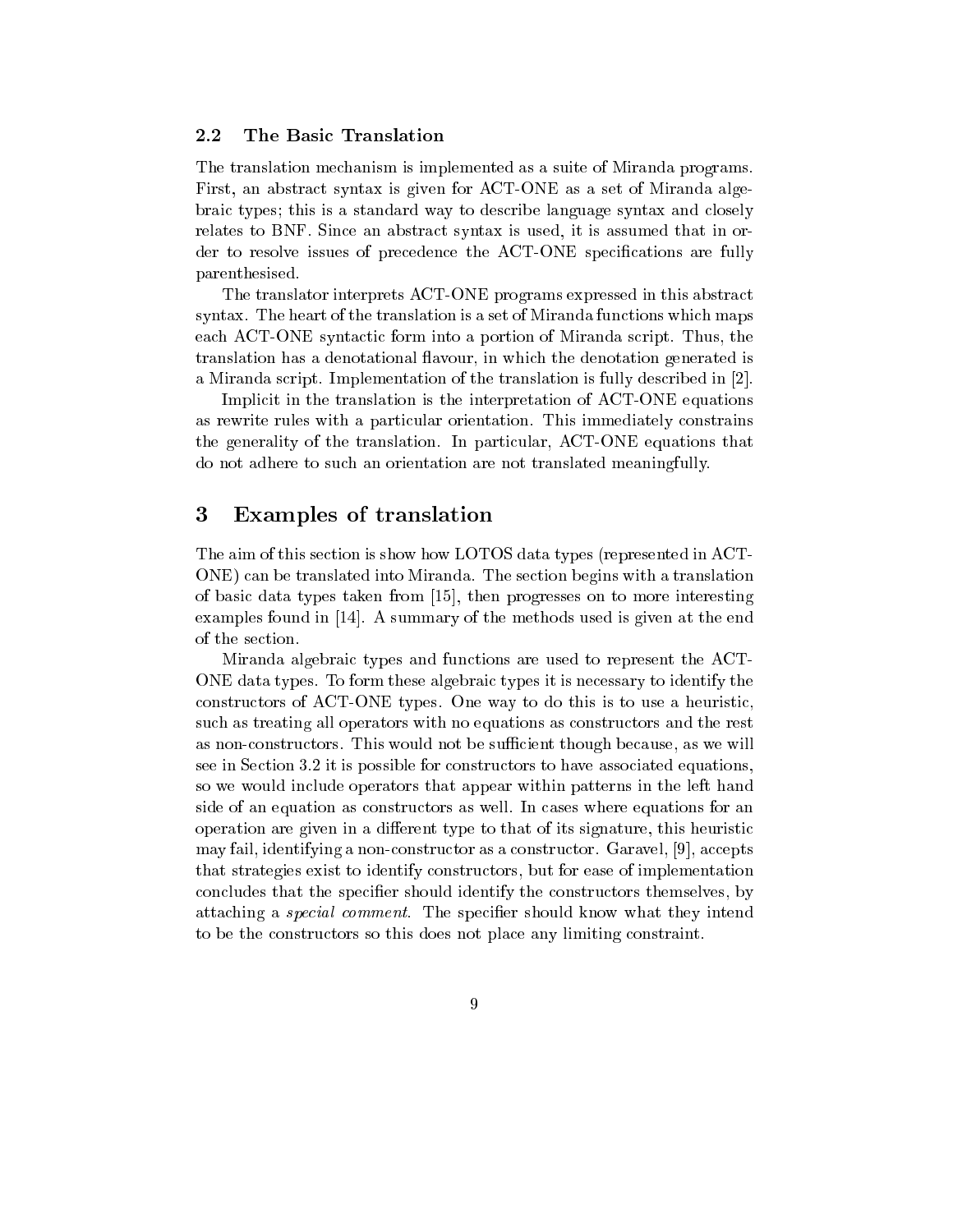### 2.2 The Basic Translation

The translation mechanism is implemented as a suite of Miranda programs. First, an abstract syntax is given for ACT-ONE as a set of Miranda algebraic types; this is a standard way to describe language syntax and closely relates to BNF. Since an abstract syntax is used, it is assumed that in order to resolve issues of precedence the ACT-ONE specifications are fully parenthesised.

The translator interprets ACT-ONE programs expressed in this abstract syntax. The heart of the translation is a set of Miranda functions which maps each ACT-ONE syntactic form into a portion of Miranda script. Thus, the translation has a denotational flavour, in which the denotation generated is a Miranda script. Implementation of the translation is fully described in [2].

Implicit in the translation is the interpretation of ACT-ONE equations as rewrite rules with a particular orientation. This immediately constrains the generality of the translation. In particular, ACT-ONE equations that do not adhere to such an orientation are not translated meaningfully.

## 3 Examples of translation

The aim of this section is show how LOTOS data types (represented in ACT-ONE) can be translated into Miranda. The section begins with a translation of basic data types taken from [15], then progresses on to more interesting examples found in [14]. A summary of the methods used is given at the end of the section.

Miranda algebraic types and functions are used to represent the ACT-ONE data types. To form these algebraic types it is necessary to identify the constructors of ACT-ONE types. One way to do this is to use a heuristic, such as treating all operators with no equations as constructors and the rest as non-constructors. This would not be sufficient though because, as we will see in Section 3.2 it is possible for constructors to have associated equations, so we would include operators that appear within patterns in the left hand side of an equation as constructors as well. In cases where equations for an operation are given in a different type to that of its signature, this heuristic may fail, identifying a non-constructor as a constructor. Garavel, [9], accepts that strategies exist to identify constructors, but for ease of implementation concludes that the specifier should identify the constructors themselves, by attaching a *special comment*. The specifier should know what they intend to be the constructors so this does not place any limiting constraint.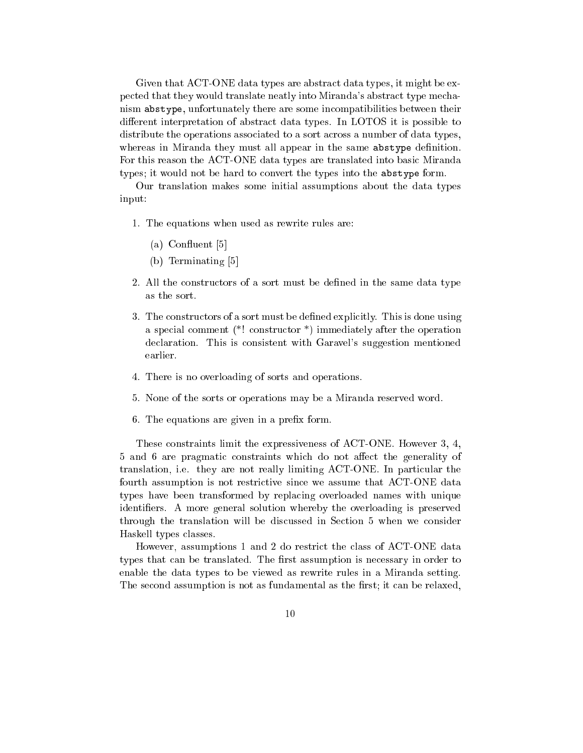Given that ACT-ONE data types are abstract data types, it might be expected that they would translate neatly into Miranda's abstract type mechanism `abstype`, unfortunately there are some incompatibilities between their different interpretation of abstract data types. In LOTOS it is possible to distribute the operations associated to a sort across a number of data types, whereas in Miranda they must all appear in the same `abstype` definition. For this reason the ACT-ONE data types are translated into basic Miranda types; it would not be hard to convert the types into the `abstype` form.

Our translation makes some initial assumptions about the data types input:

1. The equations when used as rewrite rules are:
   (a) Confluent [5]
   (b) Terminating [5]
2. All the constructors of a sort must be defined in the same data type as the sort.
3. The constructors of a sort must be defined explicitly. This is done using a special comment (*! constructor *) immediately after the operation declaration. This is consistent with Garavel's suggestion mentioned earlier.
4. There is no overloading of sorts and operations.
5. None of the sorts or operations may be a Miranda reserved word.
6. The equations are given in a prefix form.

These constraints limit the expressiveness of ACT-ONE. However 3, 4, 5 and 6 are pragmatic constraints which do not affect the generality of translation, i.e. they are not really limiting ACT-ONE. In particular the fourth assumption is not restrictive since we assume that ACT-ONE data types have been transformed by replacing overloaded names with unique identifiers. A more general solution whereby the overloading is preserved through the translation will be discussed in Section 5 when we consider Haskell types classes.

However, assumptions 1 and 2 do restrict the class of ACT-ONE data types that can be translated. The first assumption is necessary in order to enable the data types to be viewed as rewrite rules in a Miranda setting. The second assumption is not as fundamental as the first; it can be relaxed,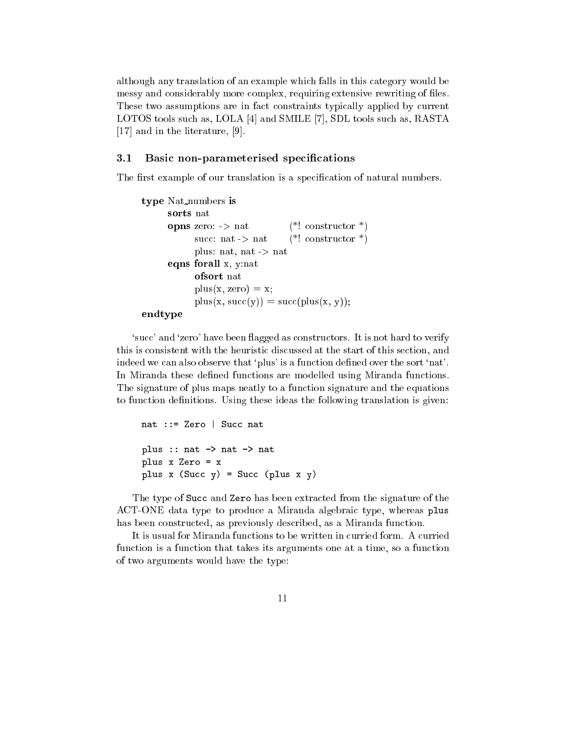although any translation of an example which falls in this category would be messy and considerably more complex, requiring extensive rewriting of files. These two assumptions are in fact constraints typically applied by current LOTOS tools such as, LOLA [4] and SMILE [7], SDL tools such as, RASTA [17] and in the literature, [9].

### 3.1 Basic non-parameterised specifications

The first example of our translation is a specification of natural numbers.

```
type Nat_numbers is
      sorts nat
      opns zero: -> nat            (*! constructor *)
           succ: nat -> nat        (*! constructor *)
           plus: nat, nat -> nat
      eqns forall x, y:nat
           ofsort nat
           plus(x, zero) = x;
           plus(x, succ(y)) = succ(plus(x, y));
endtype
```

'succ' and 'zero' have been flagged as constructors. It is not hard to verify this is consistent with the heuristic discussed at the start of this section, and indeed we can also observe that 'plus' is a function defined over the sort 'nat'. In Miranda these defined functions are modelled using Miranda functions. The signature of plus maps neatly to a function signature and the equations to function definitions. Using these ideas the following translation is given:

```
nat ::= Zero | Succ nat

plus :: nat -> nat -> nat
plus x Zero = x
plus x (Succ y) = Succ (plus x y)
```

The type of `Succ` and `Zero` has been extracted from the signature of the ACT-ONE data type to produce a Miranda algebraic type, whereas `plus` has been constructed, as previously described, as a Miranda function.

It is usual for Miranda functions to be written in curried form. A curried function is a function that takes its arguments one at a time, so a function of two arguments would have the type: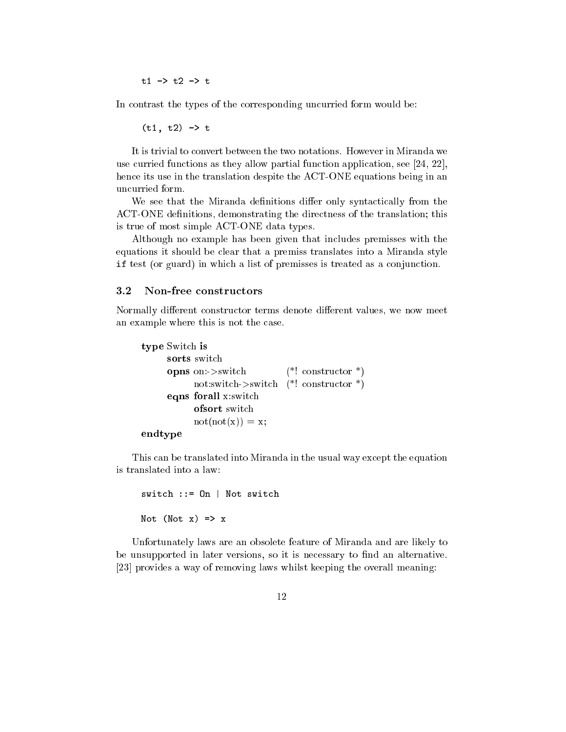```
t1 -> t2 -> t
```

In contrast the types of the corresponding uncurried form would be:

```
(t1, t2) -> t
```

It is trivial to convert between the two notations. However in Miranda we use curried functions as they allow partial function application, see [24, 22], hence its use in the translation despite the ACT-ONE equations being in an uncurried form.

We see that the Miranda definitions differ only syntactically from the ACT-ONE definitions, demonstrating the directness of the translation; this is true of most simple ACT-ONE data types.

Although no example has been given that includes premisses with the equations it should be clear that a premiss translates into a Miranda style `if` test (or guard) in which a list of premisses is treated as a conjunction.

### 3.2 Non-free constructors

Normally different constructor terms denote different values, we now meet an example where this is not the case.

```
type Switch is
    sorts switch
    opns on:->switch             (*! constructor *)
         not:switch->switch      (*! constructor *)
    eqns forall x:switch
         ofsort switch
         not(not(x)) = x;
endtype
```

This can be translated into Miranda in the usual way except the equation is translated into a law:

```
switch ::= On | Not switch

Not (Not x) => x
```

Unfortunately laws are an obsolete feature of Miranda and are likely to be unsupported in later versions, so it is necessary to find an alternative. [23] provides a way of removing laws whilst keeping the overall meaning: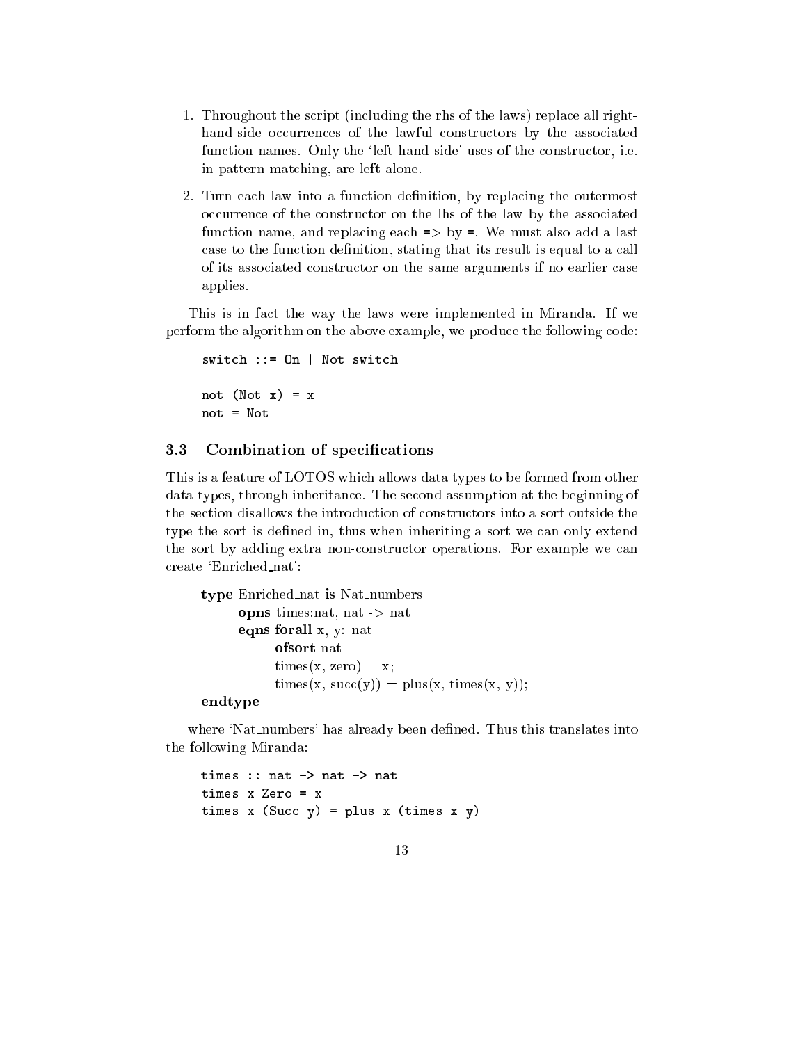1. Throughout the script (including the rhs of the laws) replace all right-hand-side occurrences of the lawful constructors by the associated function names. Only the 'left-hand-side' uses of the constructor, i.e. in pattern matching, are left alone.

2. Turn each law into a function definition, by replacing the outermost occurrence of the constructor on the lhs of the law by the associated function name, and replacing each `=>` by `=`. We must also add a last case to the function definition, stating that its result is equal to a call of its associated constructor on the same arguments if no earlier case applies.

This is in fact the way the laws were implemented in Miranda. If we perform the algorithm on the above example, we produce the following code:

```
switch ::= On | Not switch

not (Not x) = x
not = Not
```

### 3.3 Combination of specifications

This is a feature of LOTOS which allows data types to be formed from other data types, through inheritance. The second assumption at the beginning of the section disallows the introduction of constructors into a sort outside the type the sort is defined in, thus when inheriting a sort we can only extend the sort by adding extra non-constructor operations. For example we can create 'Enriched_nat':

```
type Enriched_nat is Nat_numbers
    opns times:nat, nat -> nat
    eqns forall x, y: nat
        ofsort nat
        times(x, zero) = x;
        times(x, succ(y)) = plus(x, times(x, y));
endtype
```

where 'Nat_numbers' has already been defined. Thus this translates into the following Miranda:

```
times :: nat -> nat -> nat
times x Zero = x
times x (Succ y) = plus x (times x y)
```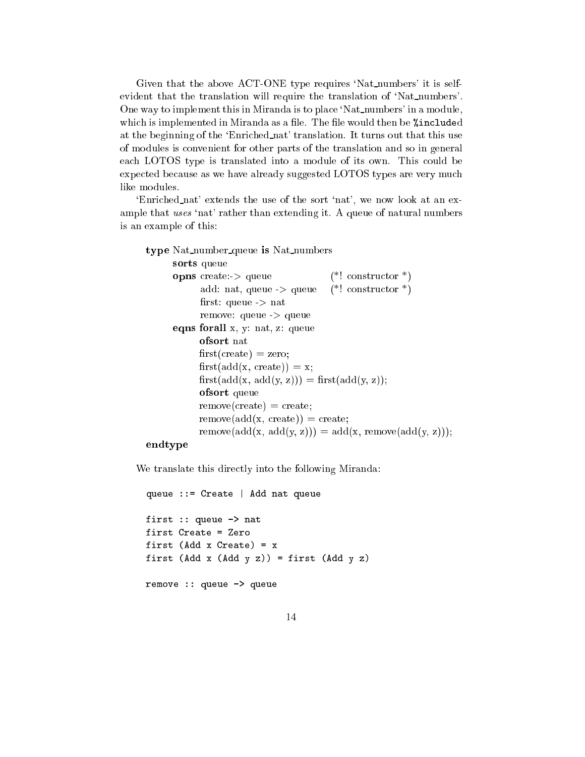Given that the above ACT-ONE type requires 'Nat_numbers' it is self-evident that the translation will require the translation of 'Nat_numbers'. One way to implement this in Miranda is to place 'Nat_numbers' in a module, which is implemented in Miranda as a file. The file would then be `%include`d at the beginning of the 'Enriched_nat' translation. It turns out that this use of modules is convenient for other parts of the translation and so in general each LOTOS type is translated into a module of its own. This could be expected because as we have already suggested LOTOS types are very much like modules.

'Enriched_nat' extends the use of the sort 'nat', we now look at an example that *uses* 'nat' rather than extending it. A queue of natural numbers is an example of this:

```
type Nat_number_queue is Nat_numbers
      sorts queue
      opns create:-> queue                (*! constructor *)
            add: nat, queue -> queue     (*! constructor *)
            first: queue -> nat
            remove: queue -> queue
      eqns forall x, y: nat, z: queue
            ofsort nat
            first(create) = zero;
            first(add(x, create)) = x;
            first(add(x, add(y, z))) = first(add(y, z));
            ofsort queue
            remove(create) = create;
            remove(add(x, create)) = create;
            remove(add(x, add(y, z))) = add(x, remove(add(y, z)));
endtype
```

We translate this directly into the following Miranda:

```
queue ::= Create | Add nat queue

first :: queue -> nat
first Create = Zero
first (Add x Create) = x
first (Add x (Add y z)) = first (Add y z)

remove :: queue -> queue
```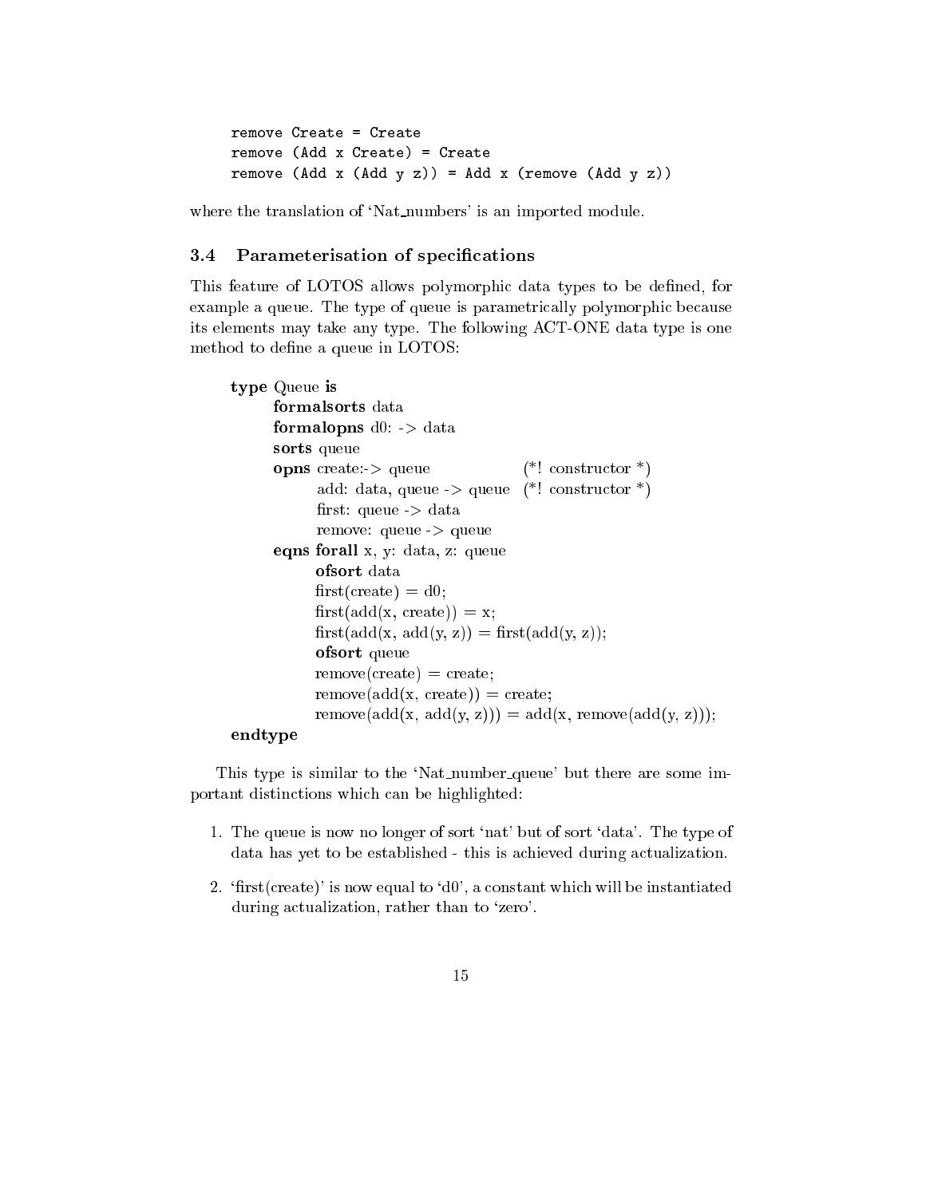```
remove Create = Create
remove (Add x Create) = Create
remove (Add x (Add y z)) = Add x (remove (Add y z))
```

where the translation of 'Nat_numbers' is an imported module.

### 3.4 Parameterisation of specifications

This feature of LOTOS allows polymorphic data types to be defined, for example a queue. The type of queue is parametrically polymorphic because its elements may take any type. The following ACT-ONE data type is one method to define a queue in LOTOS:

```
type Queue is
      formalsorts data
      formalopns d0: -> data
      sorts queue
      opns create:-> queue                (*! constructor *)
            add: data, queue -> queue     (*! constructor *)
            first: queue -> data
            remove: queue -> queue
      eqns forall x, y: data, z: queue
            ofsort data
            first(create) = d0;
            first(add(x, create)) = x;
            first(add(x, add(y, z)) = first(add(y, z));
            ofsort queue
            remove(create) = create;
            remove(add(x, create)) = create;
            remove(add(x, add(y, z))) = add(x, remove(add(y, z)));
endtype
```

This type is similar to the 'Nat_number_queue' but there are some important distinctions which can be highlighted:

1. The queue is now no longer of sort 'nat' but of sort 'data'. The type of data has yet to be established - this is achieved during actualization.
2. 'first(create)' is now equal to 'd0', a constant which will be instantiated during actualization, rather than to 'zero'.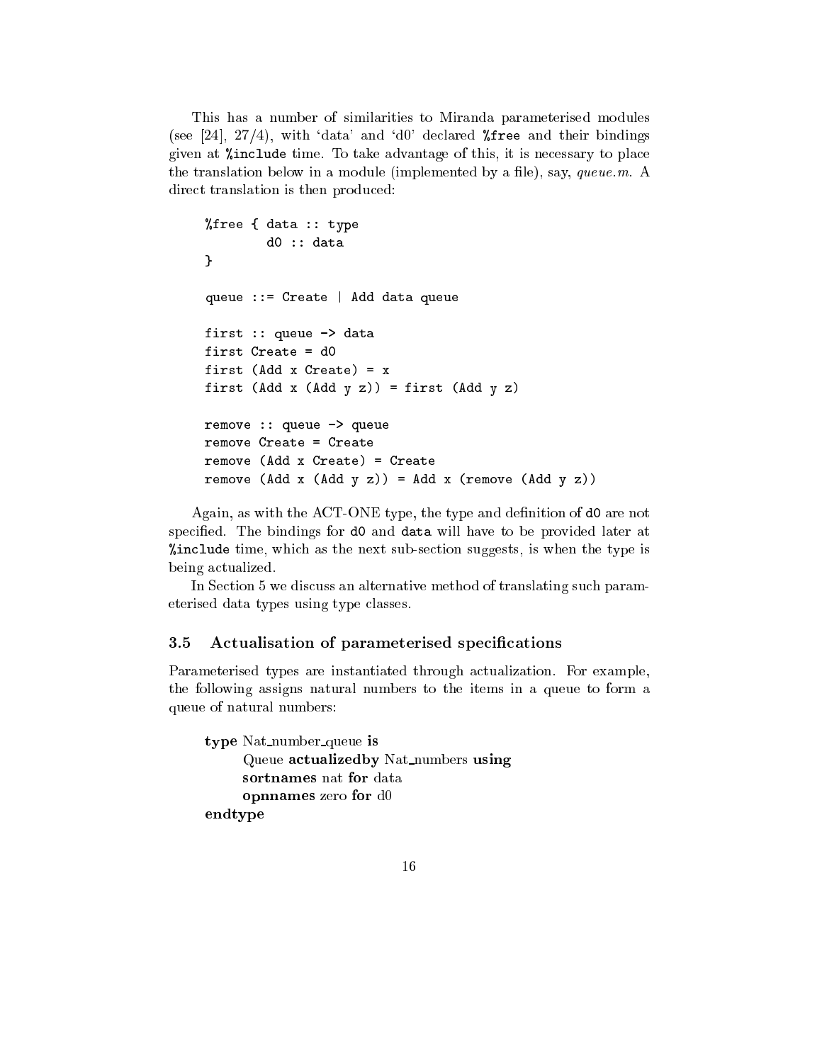This has a number of similarities to Miranda parameterised modules (see [24], 27/4), with 'data' and 'd0' declared `%free` and their bindings given at `%include` time. To take advantage of this, it is necessary to place the translation below in a module (implemented by a file), say, *queue.m*. A direct translation is then produced:

```
%free { data :: type
        d0 :: data
}

queue ::= Create | Add data queue

first :: queue -> data
first Create = d0
first (Add x Create) = x
first (Add x (Add y z)) = first (Add y z)

remove :: queue -> queue
remove Create = Create
remove (Add x Create) = Create
remove (Add x (Add y z)) = Add x (remove (Add y z))
```

Again, as with the ACT-ONE type, the type and definition of `d0` are not specified. The bindings for `d0` and `data` will have to be provided later at `%include` time, which as the next sub-section suggests, is when the type is being actualized.

In Section 5 we discuss an alternative method of translating such parameterised data types using type classes.

### 3.5 Actualisation of parameterised specifications

Parameterised types are instantiated through actualization. For example, the following assigns natural numbers to the items in a queue to form a queue of natural numbers:

> **type** Nat_number_queue **is**
> &nbsp;&nbsp;&nbsp;&nbsp;Queue **actualizedby** Nat_numbers **using**
> &nbsp;&nbsp;&nbsp;&nbsp;**sortnames** nat **for** data
> &nbsp;&nbsp;&nbsp;&nbsp;**opnnames** zero **for** d0
> **endtype**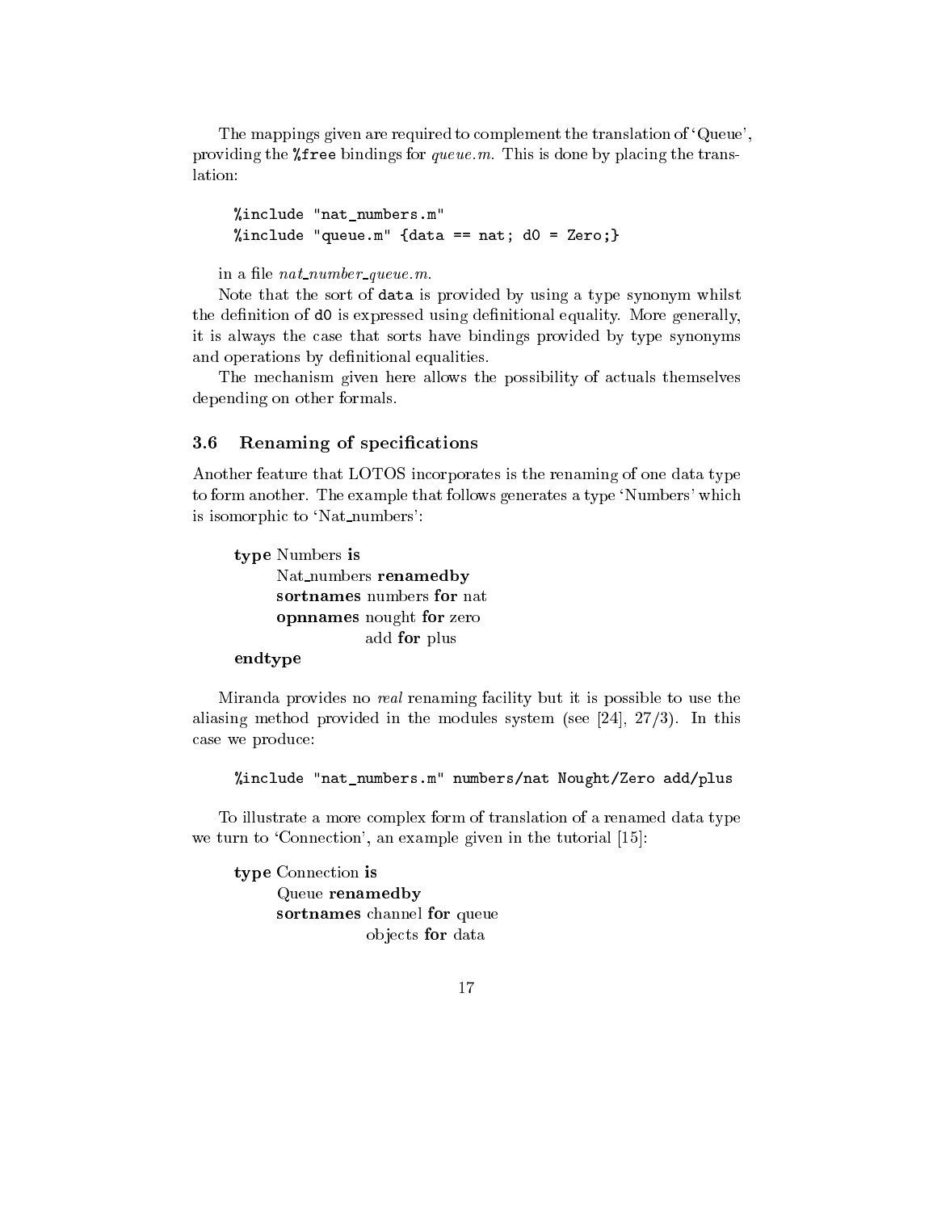The mappings given are required to complement the translation of 'Queue', providing the `%free` bindings for *queue.m*. This is done by placing the translation:

```
%include "nat_numbers.m"
%include "queue.m" {data == nat; d0 = Zero;}
```

in a file *nat_number_queue.m*.

Note that the sort of `data` is provided by using a type synonym whilst the definition of `d0` is expressed using definitional equality. More generally, it is always the case that sorts have bindings provided by type synonyms and operations by definitional equalities.

The mechanism given here allows the possibility of actuals themselves depending on other formals.

### 3.6 Renaming of specifications

Another feature that LOTOS incorporates is the renaming of one data type to form another. The example that follows generates a type 'Numbers' which is isomorphic to 'Nat_numbers':

> **type** Numbers **is**
> &nbsp;&nbsp;&nbsp;&nbsp;Nat_numbers **renamedby**
> &nbsp;&nbsp;&nbsp;&nbsp;**sortnames** numbers **for** nat
> &nbsp;&nbsp;&nbsp;&nbsp;**opnnames** nought **for** zero
> &nbsp;&nbsp;&nbsp;&nbsp;&nbsp;&nbsp;&nbsp;&nbsp;&nbsp;&nbsp;&nbsp;&nbsp;&nbsp;&nbsp;&nbsp;&nbsp;add **for** plus
> **endtype**

Miranda provides no *real* renaming facility but it is possible to use the aliasing method provided in the modules system (see [24], 27/3). In this case we produce:

```
%include "nat_numbers.m" numbers/nat Nought/Zero add/plus
```

To illustrate a more complex form of translation of a renamed data type we turn to 'Connection', an example given in the tutorial [15]:

> **type** Connection **is**
> &nbsp;&nbsp;&nbsp;&nbsp;Queue **renamedby**
> &nbsp;&nbsp;&nbsp;&nbsp;**sortnames** channel **for** queue
> &nbsp;&nbsp;&nbsp;&nbsp;&nbsp;&nbsp;&nbsp;&nbsp;&nbsp;&nbsp;&nbsp;&nbsp;&nbsp;&nbsp;&nbsp;&nbsp;objects **for** data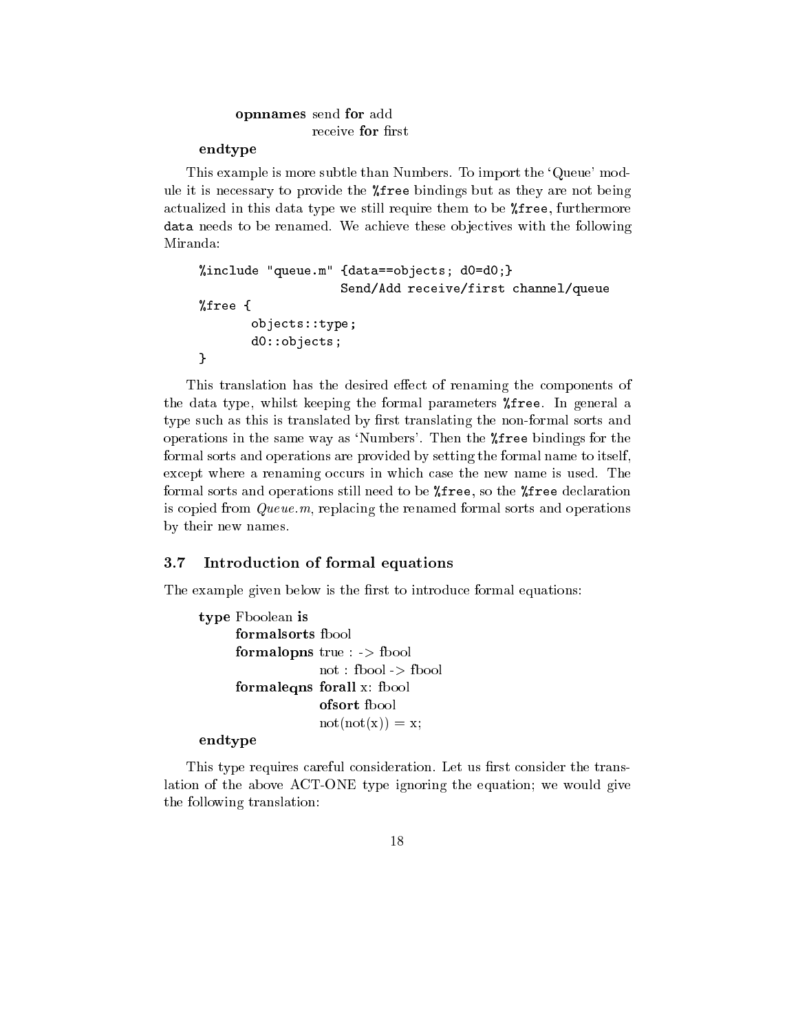**opnnames** send **for** add
receive **for** first

**endtype**

This example is more subtle than Numbers. To import the 'Queue' module it is necessary to provide the `%free` bindings but as they are not being actualized in this data type we still require them to be `%free`, furthermore `data` needs to be renamed. We achieve these objectives with the following Miranda:

```
%include "queue.m" {data==objects; d0=d0;}
                   Send/Add receive/first channel/queue
%free {
        objects::type;
        d0::objects;
}
```

This translation has the desired effect of renaming the components of the data type, whilst keeping the formal parameters `%free`. In general a type such as this is translated by first translating the non-formal sorts and operations in the same way as 'Numbers'. Then the `%free` bindings for the formal sorts and operations are provided by setting the formal name to itself, except where a renaming occurs in which case the new name is used. The formal sorts and operations still need to be `%free`, so the `%free` declaration is copied from *Queue.m*, replacing the renamed formal sorts and operations by their new names.

### 3.7 Introduction of formal equations

The example given below is the first to introduce formal equations:

**type** Fboolean **is**
**formalsorts** fbool
**formalopns** true : -> fbool
not : fbool -> fbool
**formaleqns** **forall** x: fbool
**ofsort** fbool
not(not(x)) = x;
**endtype**

This type requires careful consideration. Let us first consider the translation of the above ACT-ONE type ignoring the equation; we would give the following translation: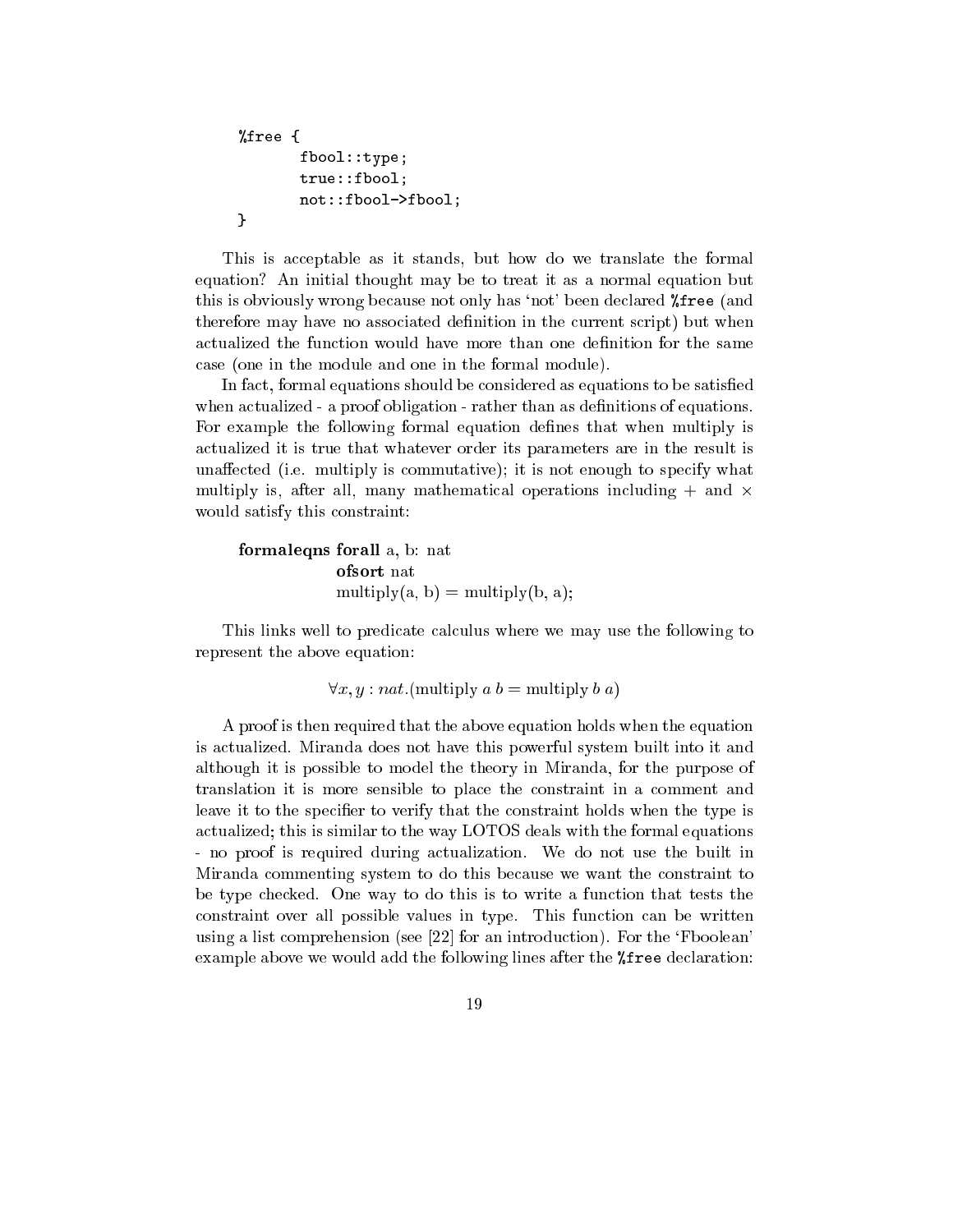```
%free {
        fbool::type;
        true::fbool;
        not::fbool->fbool;
}
```

This is acceptable as it stands, but how do we translate the formal equation? An initial thought may be to treat it as a normal equation but this is obviously wrong because not only has 'not' been declared `%free` (and therefore may have no associated definition in the current script) but when actualized the function would have more than one definition for the same case (one in the module and one in the formal module).

In fact, formal equations should be considered as equations to be satisfied when actualized - a proof obligation - rather than as definitions of equations. For example the following formal equation defines that when multiply is actualized it is true that whatever order its parameters are in the result is unaffected (i.e. multiply is commutative); it is not enough to specify what multiply is, after all, many mathematical operations including $+$ and $\times$ would satisfy this constraint:

> **formaleqns forall** a, b: nat
> **ofsort** nat
> multiply(a, b) = multiply(b, a);

This links well to predicate calculus where we may use the following to represent the above equation:

$$\forall x, y : nat.(\text{multiply } a\ b = \text{multiply } b\ a)$$

A proof is then required that the above equation holds when the equation is actualized. Miranda does not have this powerful system built into it and although it is possible to model the theory in Miranda, for the purpose of translation it is more sensible to place the constraint in a comment and leave it to the specifier to verify that the constraint holds when the type is actualized; this is similar to the way LOTOS deals with the formal equations - no proof is required during actualization. We do not use the built in Miranda commenting system to do this because we want the constraint to be type checked. One way to do this is to write a function that tests the constraint over all possible values in type. This function can be written using a list comprehension (see [22] for an introduction). For the 'Fboolean' example above we would add the following lines after the `%free` declaration: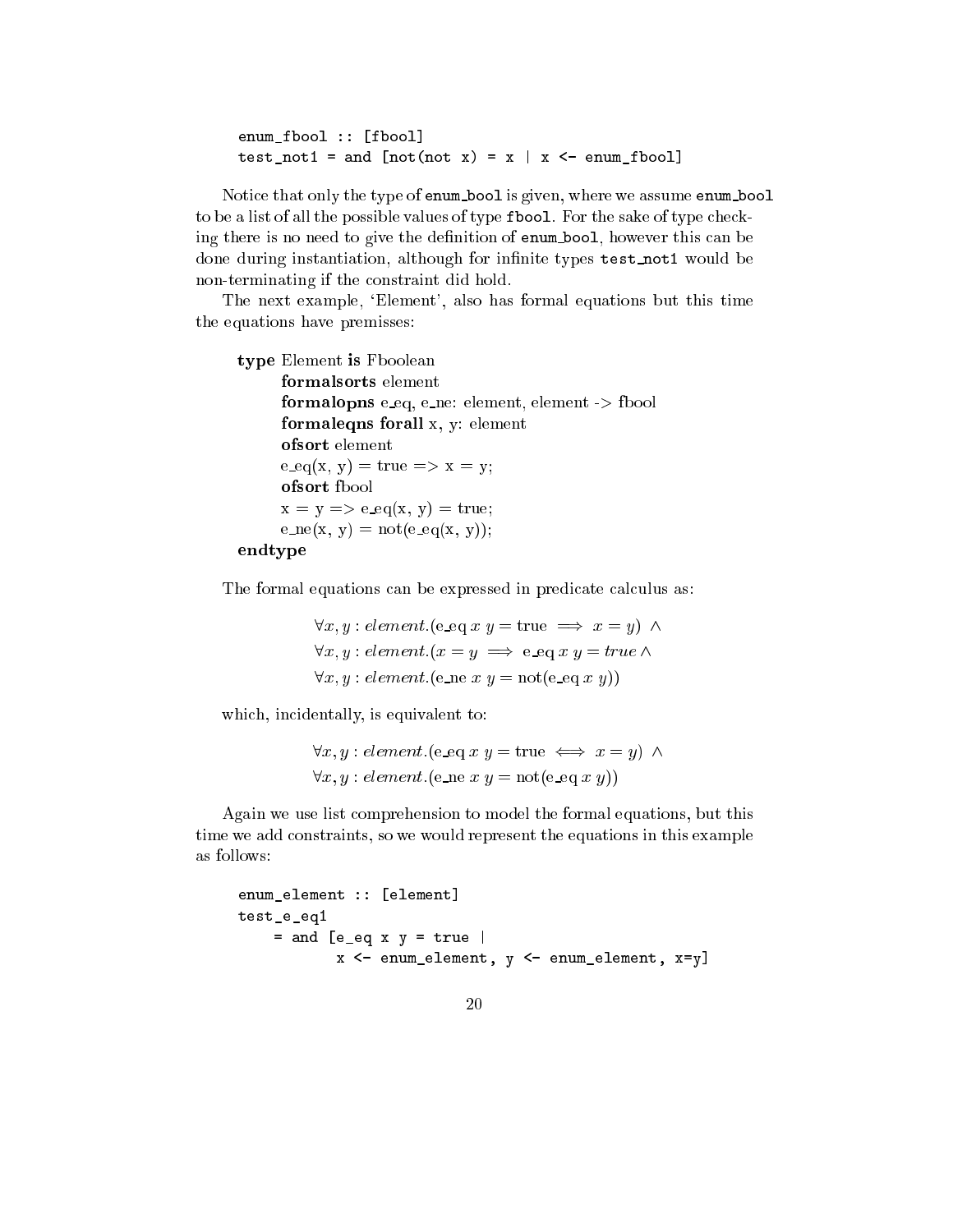```
enum_fbool :: [fbool]
test_not1 = and [not(not x) = x | x <- enum_fbool]
```

Notice that only the type of `enum_bool` is given, where we assume `enum_bool` to be a list of all the possible values of type `fbool`. For the sake of type checking there is no need to give the definition of `enum_bool`, however this can be done during instantiation, although for infinite types `test_not1` would be non-terminating if the constraint did hold.

The next example, 'Element', also has formal equations but this time the equations have premisses:

> **type** Element **is** Fboolean
> &nbsp;&nbsp;&nbsp;&nbsp;**formalsorts** element
> &nbsp;&nbsp;&nbsp;&nbsp;**formalopns** e_eq, e_ne: element, element -> fbool
> &nbsp;&nbsp;&nbsp;&nbsp;**formaleqns** **forall** x, y: element
> &nbsp;&nbsp;&nbsp;&nbsp;**ofsort** element
> &nbsp;&nbsp;&nbsp;&nbsp;e_eq(x, y) = true => x = y;
> &nbsp;&nbsp;&nbsp;&nbsp;**ofsort** fbool
> &nbsp;&nbsp;&nbsp;&nbsp;x = y => e_eq(x, y) = true;
> &nbsp;&nbsp;&nbsp;&nbsp;e_ne(x, y) = not(e_eq(x, y));
> **endtype**

The formal equations can be expressed in predicate calculus as:

$$
\begin{aligned}
&\forall x, y : \mathit{element}.(\text{e\_eq}\ x\ y = \text{true} \implies x = y) \ \wedge \\
&\forall x, y : \mathit{element}.(x = y \implies \text{e\_eq}\ x\ y = \mathit{true} \wedge \\
&\forall x, y : \mathit{element}.(\text{e\_ne}\ x\ y = \text{not}(\text{e\_eq}\ x\ y))
\end{aligned}
$$

which, incidentally, is equivalent to:

$$
\begin{aligned}
&\forall x, y : \mathit{element}.(\text{e\_eq}\ x\ y = \text{true} \iff x = y) \ \wedge \\
&\forall x, y : \mathit{element}.(\text{e\_ne}\ x\ y = \text{not}(\text{e\_eq}\ x\ y))
\end{aligned}
$$

Again we use list comprehension to model the formal equations, but this time we add constraints, so we would represent the equations in this example as follows:

```
enum_element :: [element]
test_e_eq1
    = and [e_eq x y = true |
           x <- enum_element, y <- enum_element, x=y]
```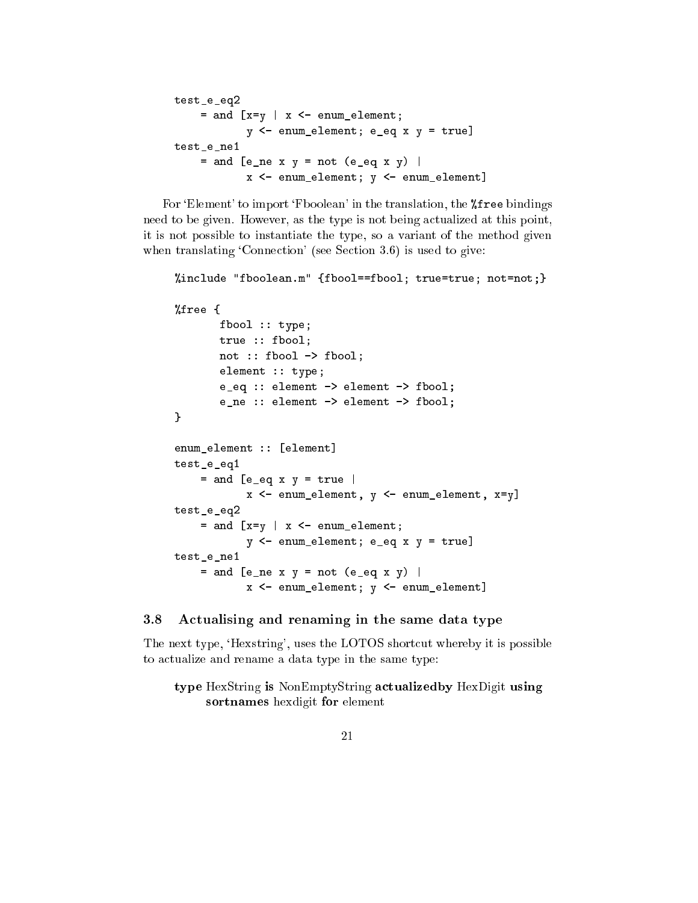```
test_e_eq2
    = and [x=y | x <- enum_element;
            y <- enum_element; e_eq x y = true]
test_e_ne1
    = and [e_ne x y = not (e_eq x y) |
            x <- enum_element; y <- enum_element]
```

For 'Element' to import 'Fboolean' in the translation, the `%free` bindings need to be given. However, as the type is not being actualized at this point, it is not possible to instantiate the type, so a variant of the method given when translating 'Connection' (see Section 3.6) is used to give:

```
%include "fboolean.m" {fbool==fbool; true=true; not=not;}

%free {
       fbool :: type;
       true :: fbool;
       not :: fbool -> fbool;
       element :: type;
       e_eq :: element -> element -> fbool;
       e_ne :: element -> element -> fbool;
}

enum_element :: [element]
test_e_eq1
    = and [e_eq x y = true |
            x <- enum_element, y <- enum_element, x=y]
test_e_eq2
    = and [x=y | x <- enum_element;
            y <- enum_element; e_eq x y = true]
test_e_ne1
    = and [e_ne x y = not (e_eq x y) |
            x <- enum_element; y <- enum_element]
```

### 3.8 Actualising and renaming in the same data type

The next type, 'Hexstring', uses the LOTOS shortcut whereby it is possible to actualize and rename a data type in the same type:

> **type** HexString **is** NonEmptyString **actualizedby** HexDigit **using**
> **sortnames** hexdigit **for** element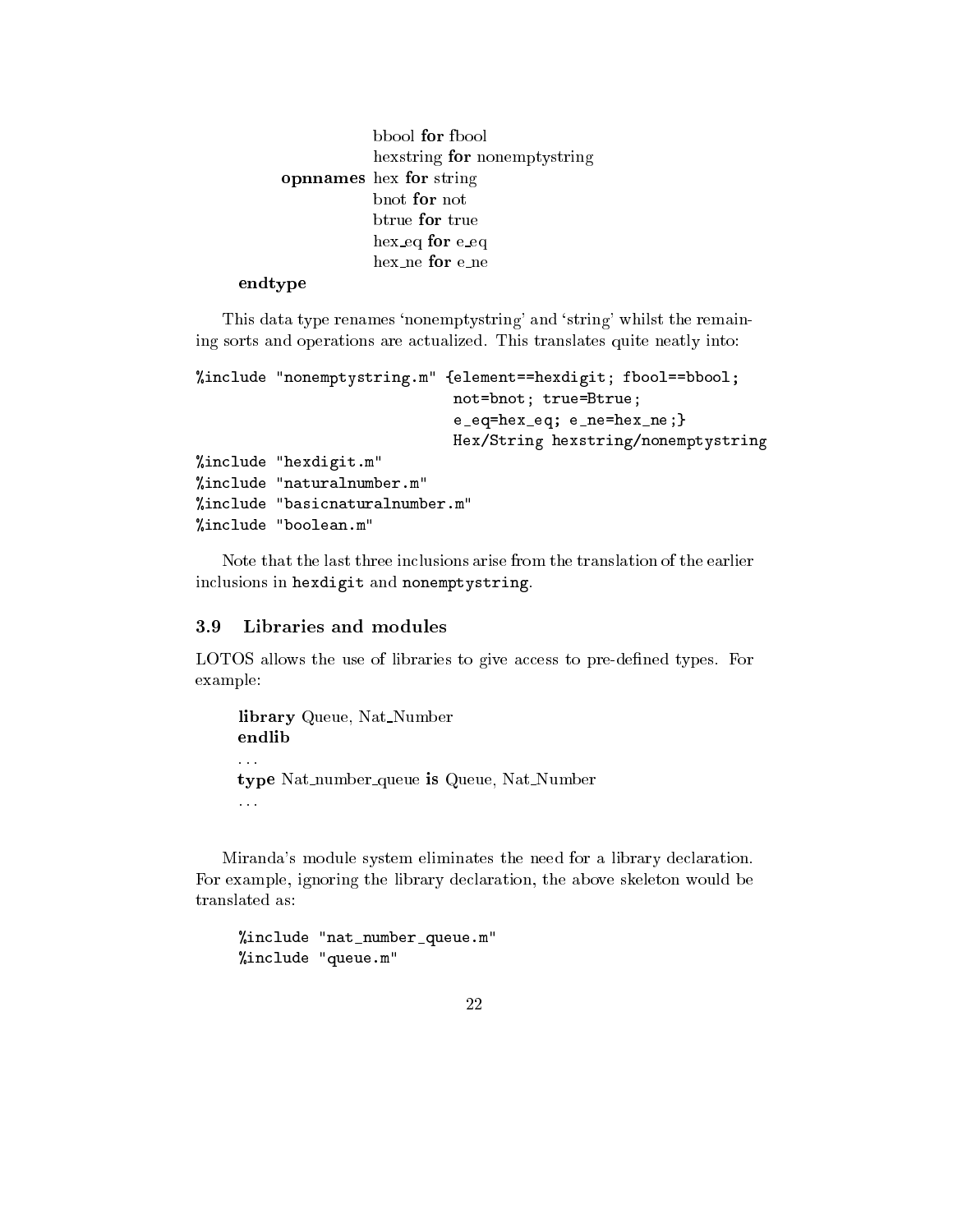```
                bbool for fbool
                hexstring for nonemptystring
      opnnames  hex for string
                bnot for not
                btrue for true
                hex_eq for e_eq
                hex_ne for e_ne
endtype
```

This data type renames 'nonemptystring' and 'string' whilst the remaining sorts and operations are actualized. This translates quite neatly into:

```
%include "nonemptystring.m" {element==hexdigit; fbool==bbool;
                             not=bnot; true=Btrue;
                             e_eq=hex_eq; e_ne=hex_ne;}
                             Hex/String hexstring/nonemptystring
%include "hexdigit.m"
%include "naturalnumber.m"
%include "basicnaturalnumber.m"
%include "boolean.m"
```

Note that the last three inclusions arise from the translation of the earlier inclusions in `hexdigit` and `nonemptystring`.

### 3.9 Libraries and modules

LOTOS allows the use of libraries to give access to pre-defined types. For example:

```
library Queue, Nat_Number
endlib
...
type Nat_number_queue is Queue, Nat_Number
...
```

Miranda's module system eliminates the need for a library declaration. For example, ignoring the library declaration, the above skeleton would be translated as:

```
%include "nat_number_queue.m"
%include "queue.m"
```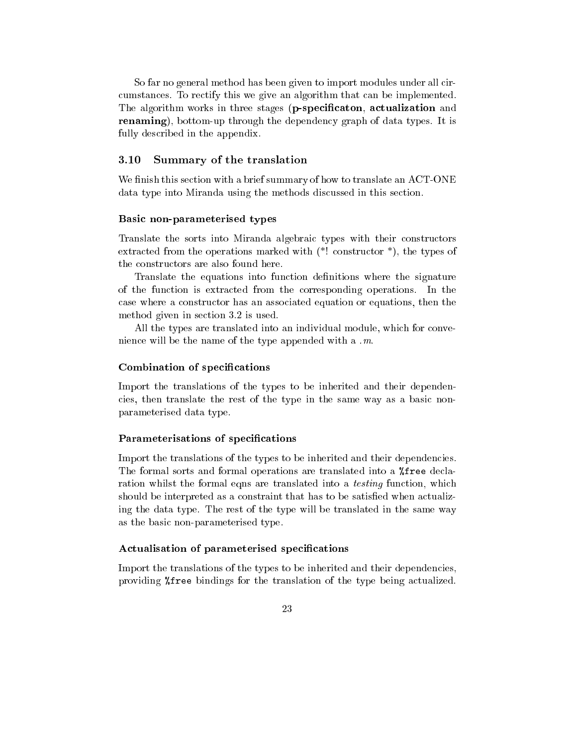So far no general method has been given to import modules under all circumstances. To rectify this we give an algorithm that can be implemented. The algorithm works in three stages (**p-specificaton**, **actualization** and **renaming**), bottom-up through the dependency graph of data types. It is fully described in the appendix.

## 3.10 Summary of the translation

We finish this section with a brief summary of how to translate an ACT-ONE data type into Miranda using the methods discussed in this section.

### Basic non-parameterised types

Translate the sorts into Miranda algebraic types with their constructors extracted from the operations marked with (*! constructor *), the types of the constructors are also found here.

Translate the equations into function definitions where the signature of the function is extracted from the corresponding operations. In the case where a constructor has an associated equation or equations, then the method given in section 3.2 is used.

All the types are translated into an individual module, which for convenience will be the name of the type appended with a *.m*.

### Combination of specifications

Import the translations of the types to be inherited and their dependencies, then translate the rest of the type in the same way as a basic non-parameterised data type.

### Parameterisations of specifications

Import the translations of the types to be inherited and their dependencies. The formal sorts and formal operations are translated into a `%free` declaration whilst the formal eqns are translated into a *testing* function, which should be interpreted as a constraint that has to be satisfied when actualizing the data type. The rest of the type will be translated in the same way as the basic non-parameterised type.

### Actualisation of parameterised specifications

Import the translations of the types to be inherited and their dependencies, providing `%free` bindings for the translation of the type being actualized.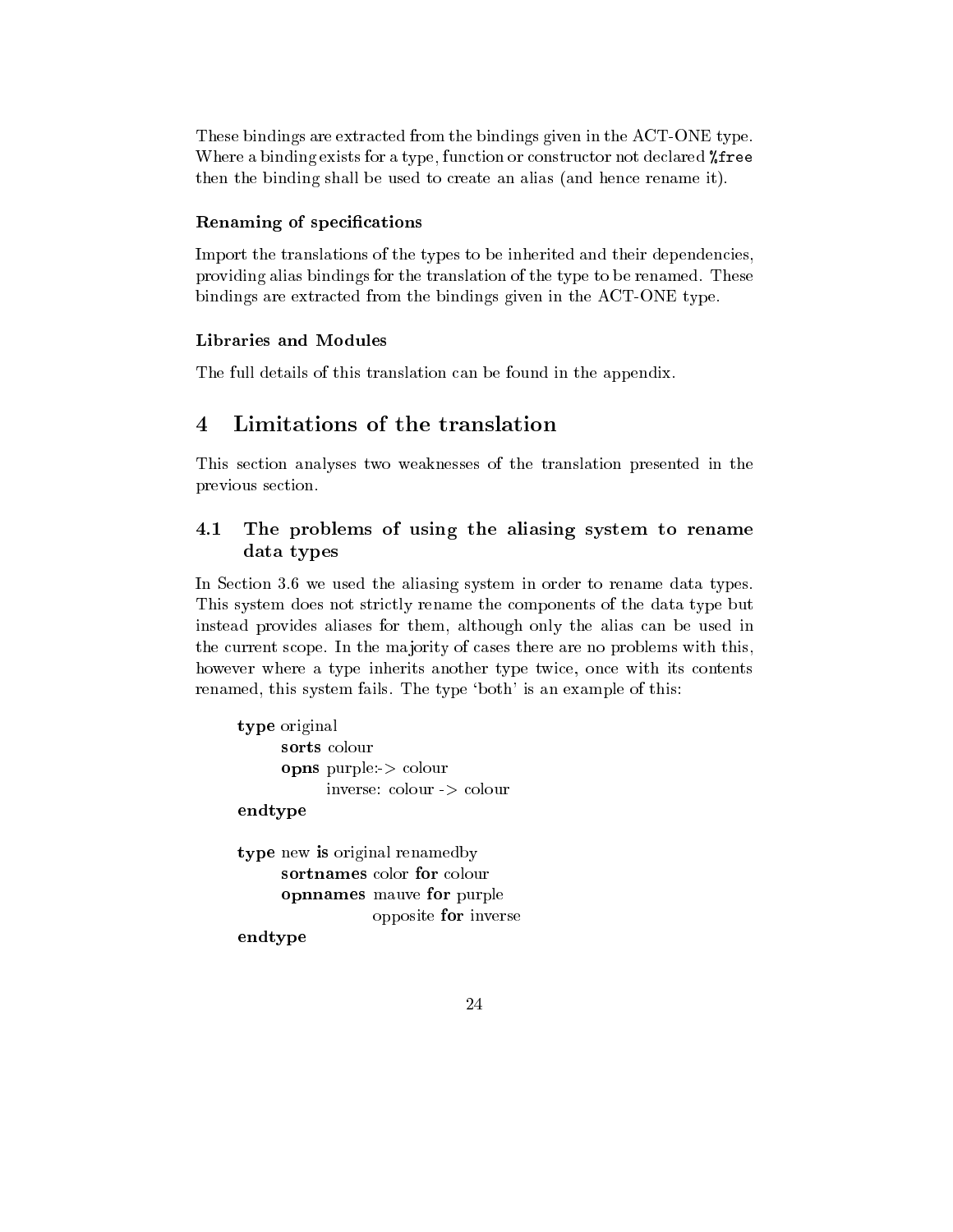These bindings are extracted from the bindings given in the ACT-ONE type. Where a binding exists for a type, function or constructor not declared `%free` then the binding shall be used to create an alias (and hence rename it).

### Renaming of specifications

Import the translations of the types to be inherited and their dependencies, providing alias bindings for the translation of the type to be renamed. These bindings are extracted from the bindings given in the ACT-ONE type.

### Libraries and Modules

The full details of this translation can be found in the appendix.

# 4 Limitations of the translation

This section analyses two weaknesses of the translation presented in the previous section.

## 4.1 The problems of using the aliasing system to rename data types

In Section 3.6 we used the aliasing system in order to rename data types. This system does not strictly rename the components of the data type but instead provides aliases for them, although only the alias can be used in the current scope. In the majority of cases there are no problems with this, however where a type inherits another type twice, once with its contents renamed, this system fails. The type 'both' is an example of this:

```
type original
      sorts colour
      opns purple:-> colour
            inverse: colour -> colour
endtype

type new is original renamedby
      sortnames color for colour
      opnnames mauve for purple
                  opposite for inverse
endtype
```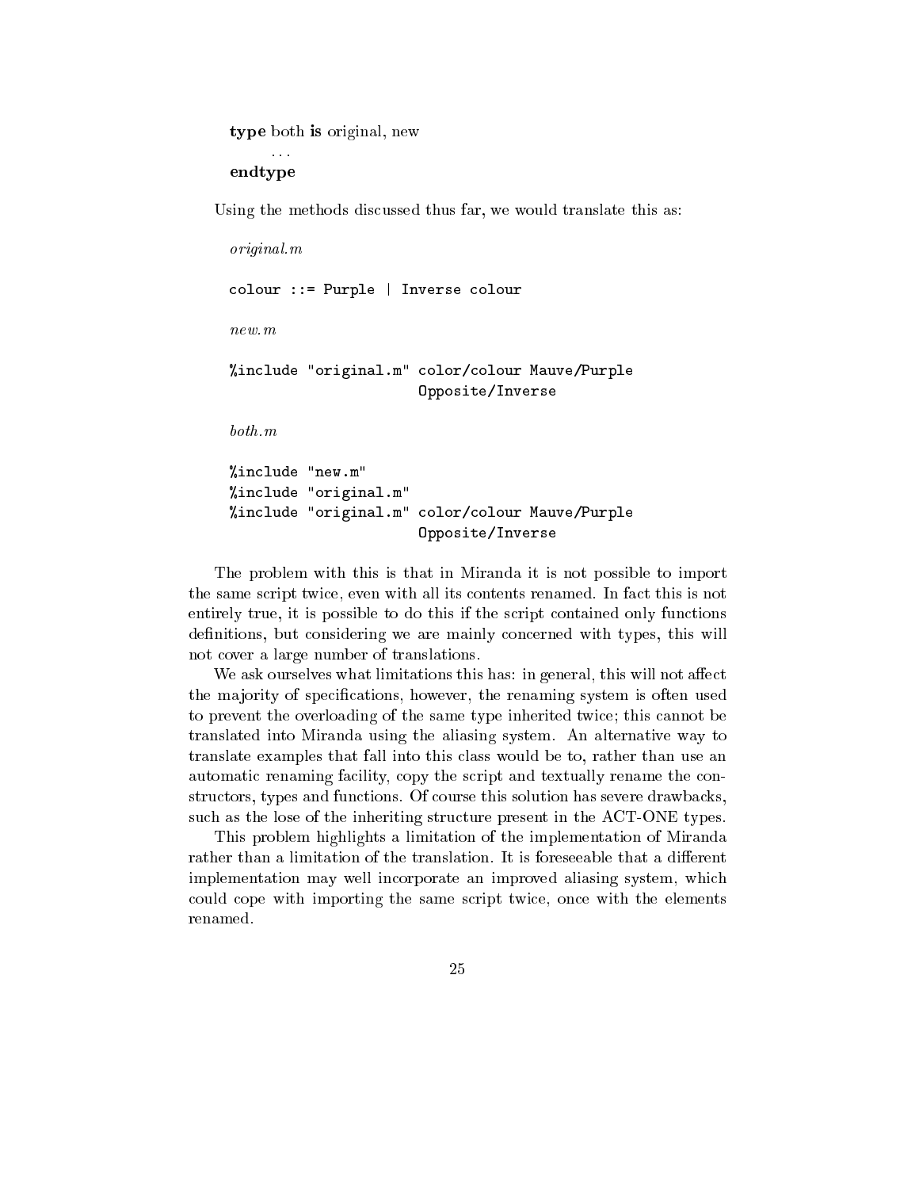**type** both **is** original, new
    ...
**endtype**

Using the methods discussed thus far, we would translate this as:

*original.m*

```
colour ::= Purple | Inverse colour
```

*new.m*

```
%include "original.m" color/colour Mauve/Purple
                      Opposite/Inverse
```

*both.m*

```
%include "new.m"
%include "original.m"
%include "original.m" color/colour Mauve/Purple
                      Opposite/Inverse
```

The problem with this is that in Miranda it is not possible to import the same script twice, even with all its contents renamed. In fact this is not entirely true, it is possible to do this if the script contained only functions definitions, but considering we are mainly concerned with types, this will not cover a large number of translations.

We ask ourselves what limitations this has: in general, this will not affect the majority of specifications, however, the renaming system is often used to prevent the overloading of the same type inherited twice; this cannot be translated into Miranda using the aliasing system. An alternative way to translate examples that fall into this class would be to, rather than use an automatic renaming facility, copy the script and textually rename the constructors, types and functions. Of course this solution has severe drawbacks, such as the lose of the inheriting structure present in the ACT-ONE types.

This problem highlights a limitation of the implementation of Miranda rather than a limitation of the translation. It is foreseeable that a different implementation may well incorporate an improved aliasing system, which could cope with importing the same script twice, once with the elements renamed.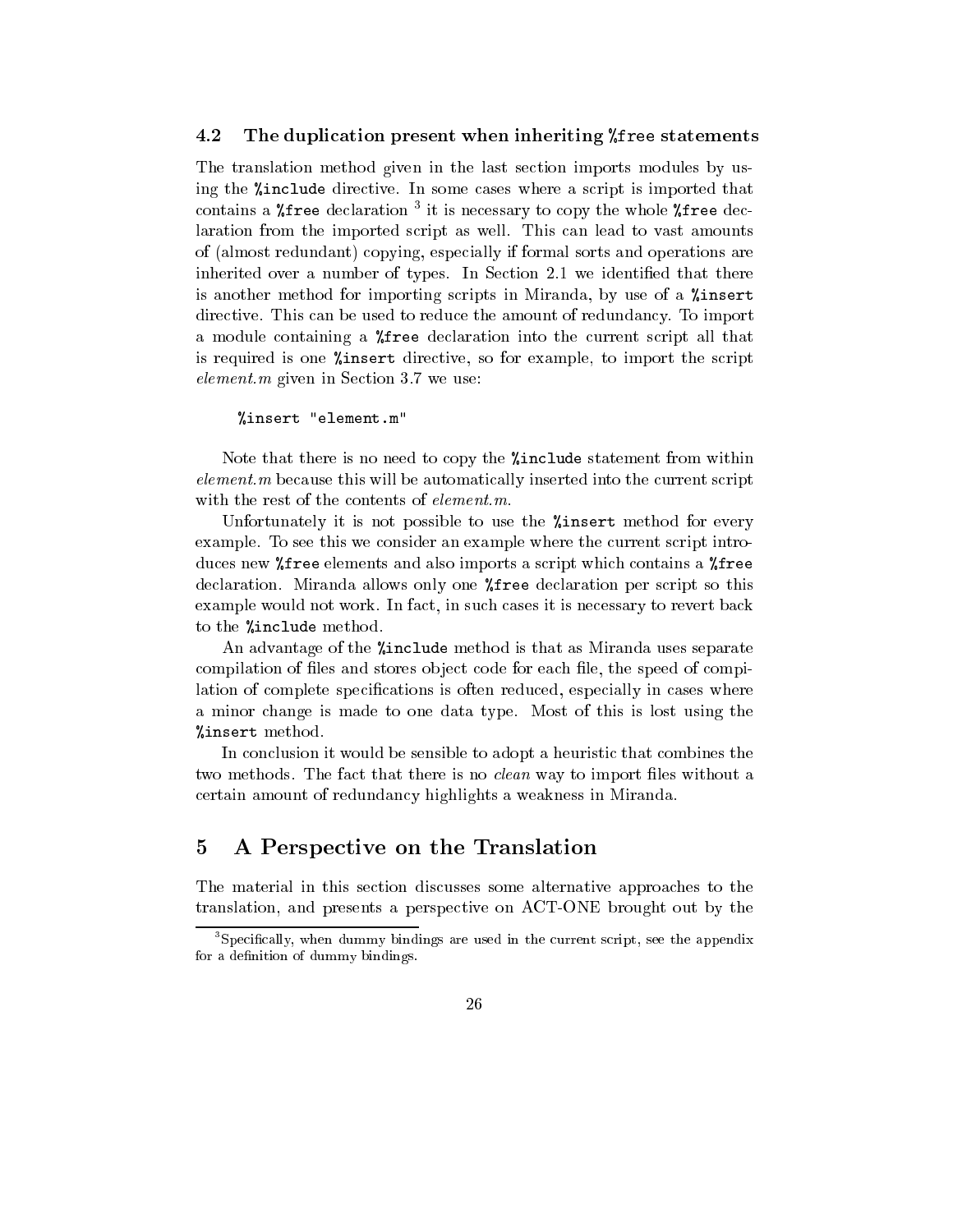### 4.2 The duplication present when inheriting `%free` statements

The translation method given in the last section imports modules by using the `%include` directive. In some cases where a script is imported that contains a `%free` declaration [3] it is necessary to copy the whole `%free` declaration from the imported script as well. This can lead to vast amounts of (almost redundant) copying, especially if formal sorts and operations are inherited over a number of types. In Section 2.1 we identified that there is another method for importing scripts in Miranda, by use of a `%insert` directive. This can be used to reduce the amount of redundancy. To import a module containing a `%free` declaration into the current script all that is required is one `%insert` directive, so for example, to import the script *element.m* given in Section 3.7 we use:

```
%insert "element.m"
```

Note that there is no need to copy the `%include` statement from within *element.m* because this will be automatically inserted into the current script with the rest of the contents of *element.m*.

Unfortunately it is not possible to use the `%insert` method for every example. To see this we consider an example where the current script introduces new `%free` elements and also imports a script which contains a `%free` declaration. Miranda allows only one `%free` declaration per script so this example would not work. In fact, in such cases it is necessary to revert back to the `%include` method.

An advantage of the `%include` method is that as Miranda uses separate compilation of files and stores object code for each file, the speed of compilation of complete specifications is often reduced, especially in cases where a minor change is made to one data type. Most of this is lost using the `%insert` method.

In conclusion it would be sensible to adopt a heuristic that combines the two methods. The fact that there is no *clean* way to import files without a certain amount of redundancy highlights a weakness in Miranda.

## 5 A Perspective on the Translation

The material in this section discusses some alternative approaches to the translation, and presents a perspective on ACT-ONE brought out by the

[3] Specifically, when dummy bindings are used in the current script, see the appendix for a definition of dummy bindings.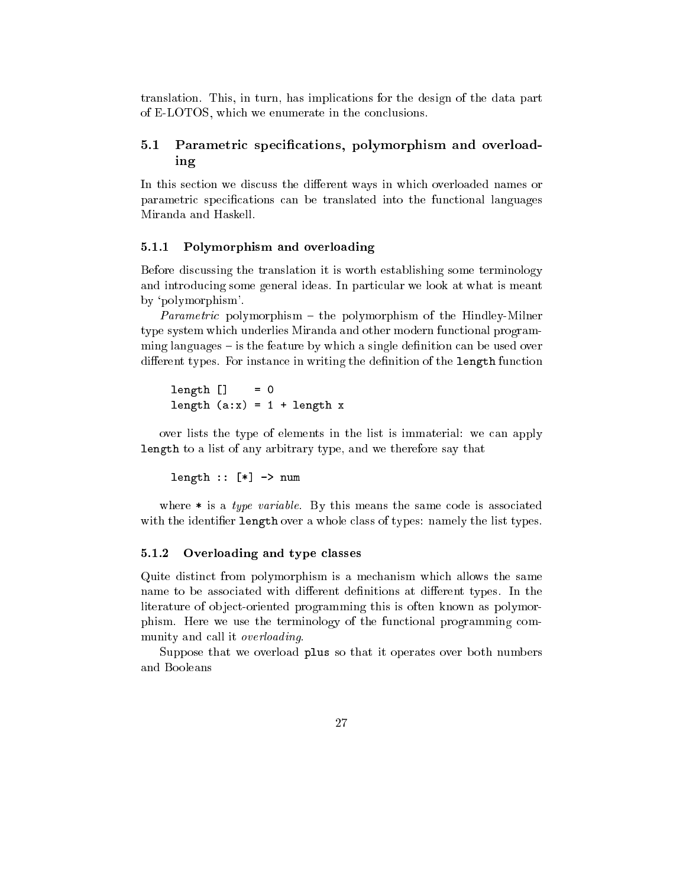translation. This, in turn, has implications for the design of the data part of E-LOTOS, which we enumerate in the conclusions.

## 5.1 Parametric specifications, polymorphism and overloading

In this section we discuss the different ways in which overloaded names or parametric specifications can be translated into the functional languages Miranda and Haskell.

### 5.1.1 Polymorphism and overloading

Before discussing the translation it is worth establishing some terminology and introducing some general ideas. In particular we look at what is meant by 'polymorphism'.

*Parametric* polymorphism – the polymorphism of the Hindley-Milner type system which underlies Miranda and other modern functional programming languages – is the feature by which a single definition can be used over different types. For instance in writing the definition of the `length` function

```
length []     = 0
length (a:x) = 1 + length x
```

over lists the type of elements in the list is immaterial: we can apply `length` to a list of any arbitrary type, and we therefore say that

```
length :: [*] -> num
```

where `*` is a *type variable*. By this means the same code is associated with the identifier `length` over a whole class of types: namely the list types.

### 5.1.2 Overloading and type classes

Quite distinct from polymorphism is a mechanism which allows the same name to be associated with different definitions at different types. In the literature of object-oriented programming this is often known as polymorphism. Here we use the terminology of the functional programming community and call it *overloading*.

Suppose that we overload `plus` so that it operates over both numbers and Booleans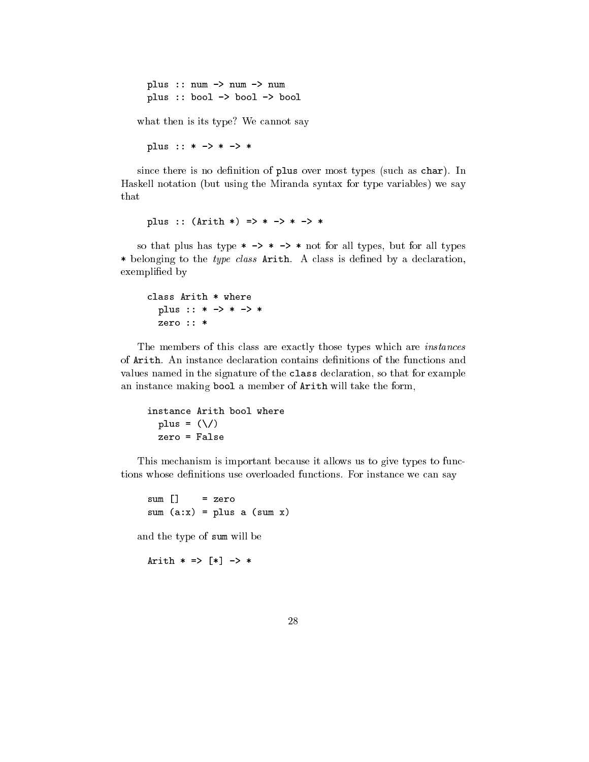```
plus :: num -> num -> num
plus :: bool -> bool -> bool
```

what then is its type? We cannot say

```
plus :: * -> * -> *
```

since there is no definition of `plus` over most types (such as `char`). In Haskell notation (but using the Miranda syntax for type variables) we say that

```
plus :: (Arith *) => * -> * -> *
```

so that plus has type `* -> * -> *` not for all types, but for all types `*` belonging to the *type class* `Arith`. A class is defined by a declaration, exemplified by

```
class Arith * where
  plus :: * -> * -> *
  zero :: *
```

The members of this class are exactly those types which are *instances* of `Arith`. An instance declaration contains definitions of the functions and values named in the signature of the `class` declaration, so that for example an instance making `bool` a member of `Arith` will take the form,

```
instance Arith bool where
  plus = (\/)
  zero = False
```

This mechanism is important because it allows us to give types to functions whose definitions use overloaded functions. For instance we can say

```
sum []    = zero
sum (a:x) = plus a (sum x)
```

and the type of `sum` will be

```
Arith * => [*] -> *
```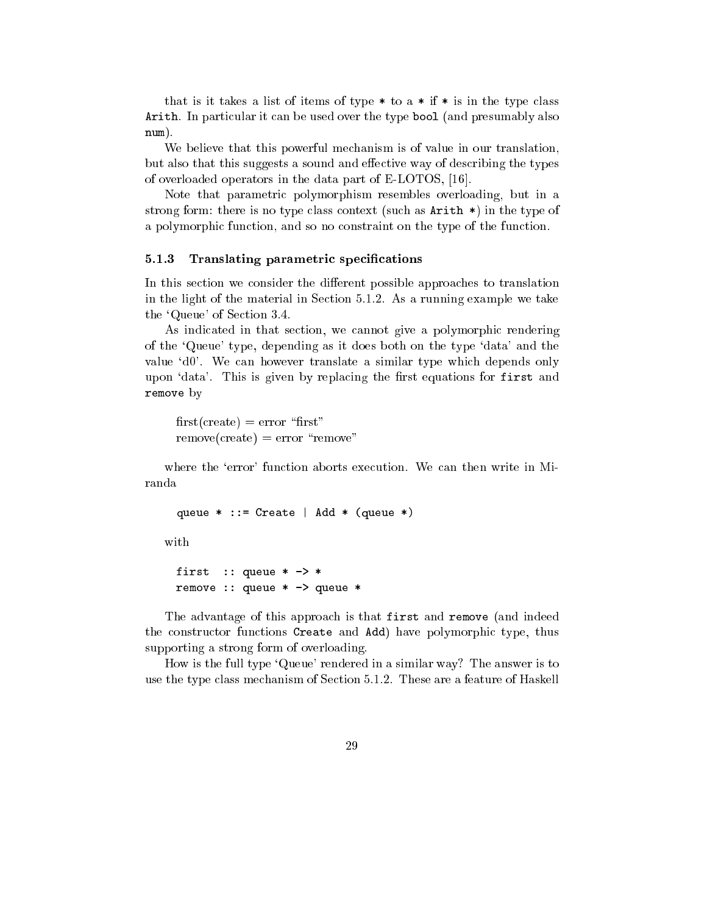that is it takes a list of items of type `*` to a `*` if `*` is in the type class `Arith`. In particular it can be used over the type `bool` (and presumably also `num`).

We believe that this powerful mechanism is of value in our translation, but also that this suggests a sound and effective way of describing the types of overloaded operators in the data part of E-LOTOS, [16].

Note that parametric polymorphism resembles overloading, but in a strong form: there is no type class context (such as `Arith *`) in the type of a polymorphic function, and so no constraint on the type of the function.

### 5.1.3 Translating parametric specifications

In this section we consider the different possible approaches to translation in the light of the material in Section 5.1.2. As a running example we take the 'Queue' of Section 3.4.

As indicated in that section, we cannot give a polymorphic rendering of the 'Queue' type, depending as it does both on the type 'data' and the value 'd0'. We can however translate a similar type which depends only upon 'data'. This is given by replacing the first equations for `first` and `remove` by

first(create) = error "first"
remove(create) = error "remove"

where the 'error' function aborts execution. We can then write in Miranda

```
queue * ::= Create | Add * (queue *)
```

with

```
first  :: queue * -> *
remove :: queue * -> queue *
```

The advantage of this approach is that `first` and `remove` (and indeed the constructor functions `Create` and `Add`) have polymorphic type, thus supporting a strong form of overloading.

How is the full type 'Queue' rendered in a similar way? The answer is to use the type class mechanism of Section 5.1.2. These are a feature of Haskell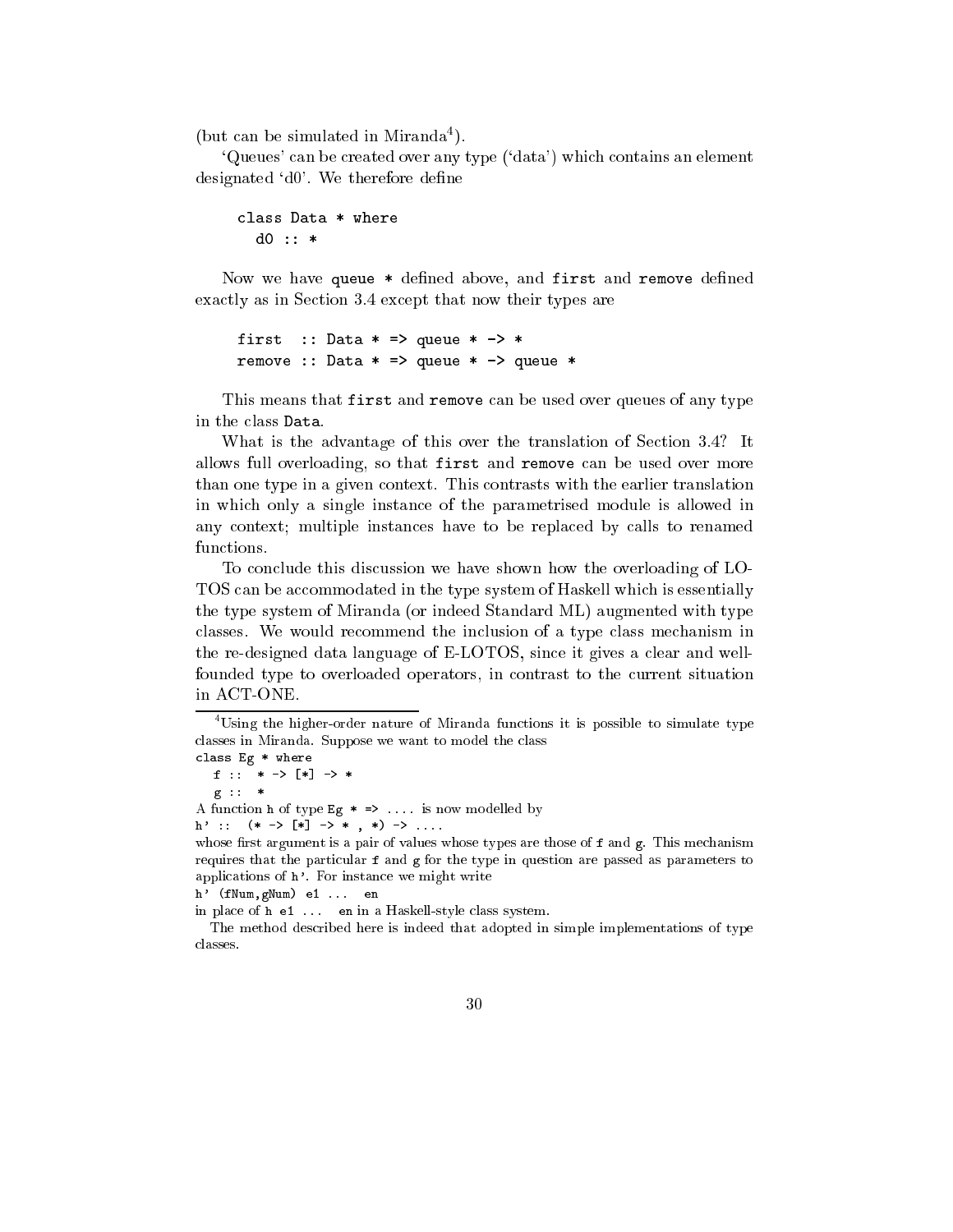(but can be simulated in Miranda[4]).

'Queues' can be created over any type ('data') which contains an element designated 'd0'. We therefore define

```
class Data * where
  d0 :: *
```

Now we have `queue *` defined above, and `first` and `remove` defined exactly as in Section 3.4 except that now their types are

```
first  :: Data * => queue * -> *
remove :: Data * => queue * -> queue *
```

This means that `first` and `remove` can be used over queues of any type in the class `Data`.

What is the advantage of this over the translation of Section 3.4? It allows full overloading, so that `first` and `remove` can be used over more than one type in a given context. This contrasts with the earlier translation in which only a single instance of the parametrised module is allowed in any context; multiple instances have to be replaced by calls to renamed functions.

To conclude this discussion we have shown how the overloading of LOTOS can be accommodated in the type system of Haskell which is essentially the type system of Miranda (or indeed Standard ML) augmented with type classes. We would recommend the inclusion of a type class mechanism in the re-designed data language of E-LOTOS, since it gives a clear and well-founded type to overloaded operators, in contrast to the current situation in ACT-ONE.

---

[4] Using the higher-order nature of Miranda functions it is possible to simulate type classes in Miranda. Suppose we want to model the class

```
class Eg * where
  f ::  * -> [*] -> *
  g ::  *
```

A function `h` of type `Eg * => ....` is now modelled by

```
h' ::  (* -> [*] -> * , *) -> ....
```

whose first argument is a pair of values whose types are those of `f` and `g`. This mechanism requires that the particular `f` and `g` for the type in question are passed as parameters to applications of `h'`. For instance we might write

```
h' (fNum,gNum) e1 ...  en
```

in place of `h e1 ...  en` in a Haskell-style class system.

The method described here is indeed that adopted in simple implementations of type classes.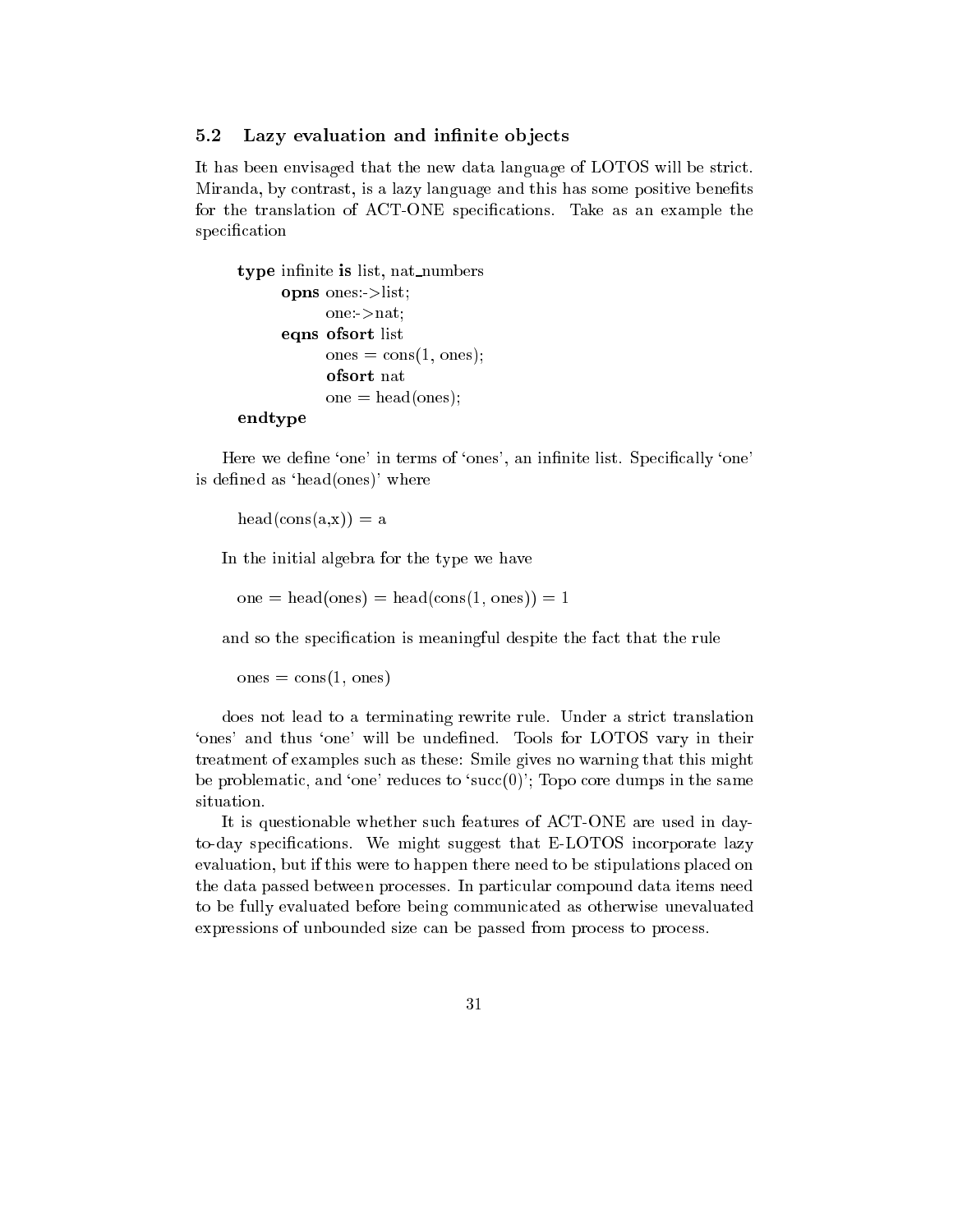### 5.2 Lazy evaluation and infinite objects

It has been envisaged that the new data language of LOTOS will be strict. Miranda, by contrast, is a lazy language and this has some positive benefits for the translation of ACT-ONE specifications. Take as an example the specification

```
type infinite is list, nat_numbers
      opns ones:->list;
            one:->nat;
      eqns ofsort list
            ones = cons(1, ones);
            ofsort nat
            one = head(ones);
endtype
```

Here we define 'one' in terms of 'ones', an infinite list. Specifically 'one' is defined as 'head(ones)' where

head(cons(a,x)) = a

In the initial algebra for the type we have

one = head(ones) = head(cons(1, ones)) = 1

and so the specification is meaningful despite the fact that the rule

ones = cons(1, ones)

does not lead to a terminating rewrite rule. Under a strict translation 'ones' and thus 'one' will be undefined. Tools for LOTOS vary in their treatment of examples such as these: Smile gives no warning that this might be problematic, and 'one' reduces to 'succ(0)'; Topo core dumps in the same situation.

It is questionable whether such features of ACT-ONE are used in day-to-day specifications. We might suggest that E-LOTOS incorporate lazy evaluation, but if this were to happen there need to be stipulations placed on the data passed between processes. In particular compound data items need to be fully evaluated before being communicated as otherwise unevaluated expressions of unbounded size can be passed from process to process.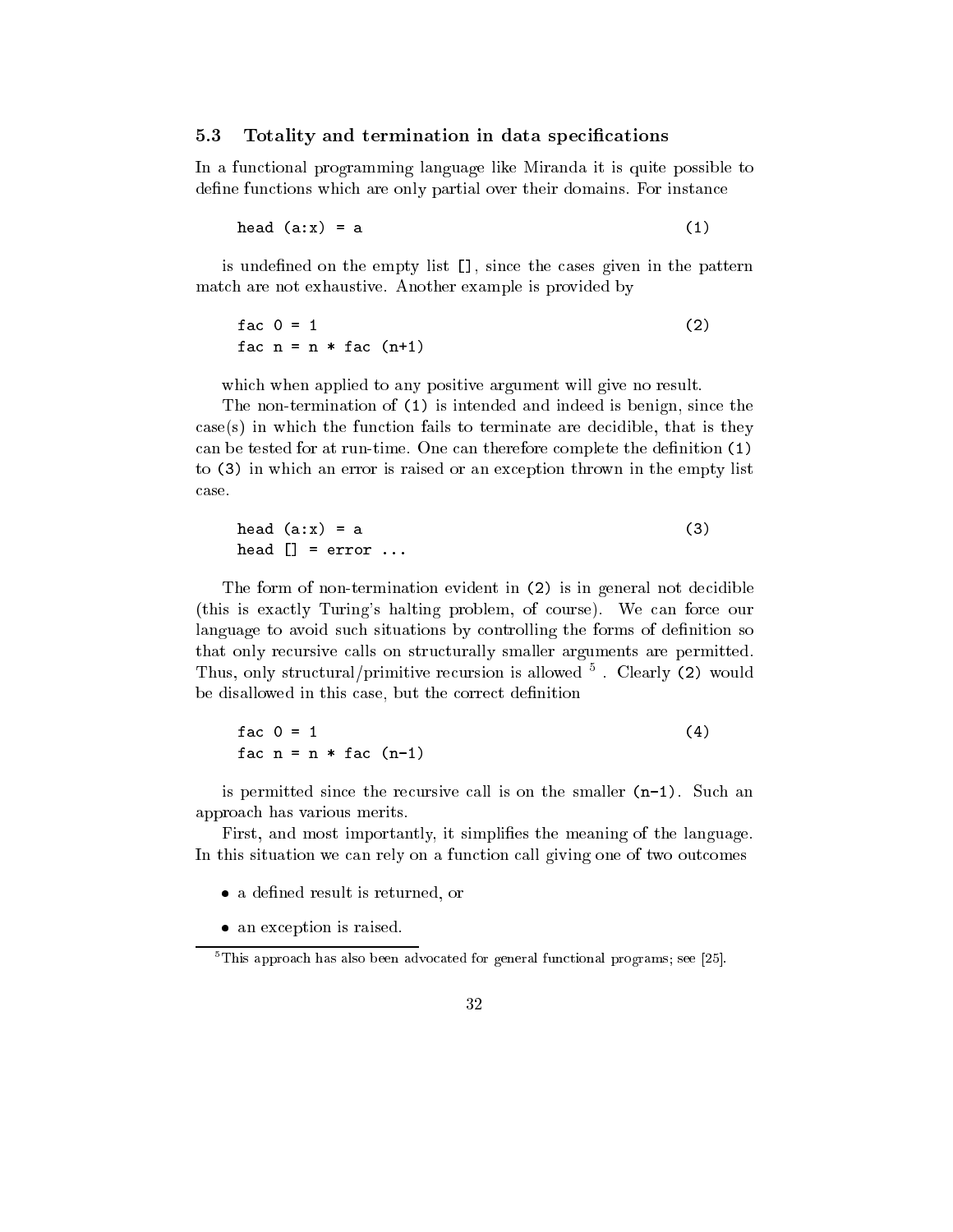### 5.3 Totality and termination in data specifications

In a functional programming language like Miranda it is quite possible to define functions which are only partial over their domains. For instance

```
head (a:x) = a                                    (1)
```

is undefined on the empty list `[]`, since the cases given in the pattern match are not exhaustive. Another example is provided by

```
fac 0 = 1                                         (2)
fac n = n * fac (n+1)
```

which when applied to any positive argument will give no result.

The non-termination of `(1)` is intended and indeed is benign, since the case(s) in which the function fails to terminate are decidible, that is they can be tested for at run-time. One can therefore complete the definition `(1)` to `(3)` in which an error is raised or an exception thrown in the empty list case.

```
head (a:x) = a                                    (3)
head [] = error ...
```

The form of non-termination evident in `(2)` is in general not decidible (this is exactly Turing's halting problem, of course). We can force our language to avoid such situations by controlling the forms of definition so that only recursive calls on structurally smaller arguments are permitted. Thus, only structural/primitive recursion is allowed [5]. Clearly `(2)` would be disallowed in this case, but the correct definition

```
fac 0 = 1                                         (4)
fac n = n * fac (n-1)
```

is permitted since the recursive call is on the smaller `(n-1)`. Such an approach has various merits.

First, and most importantly, it simplifies the meaning of the language. In this situation we can rely on a function call giving one of two outcomes

- a defined result is returned, or
- an exception is raised.

[5] This approach has also been advocated for general functional programs; see [25].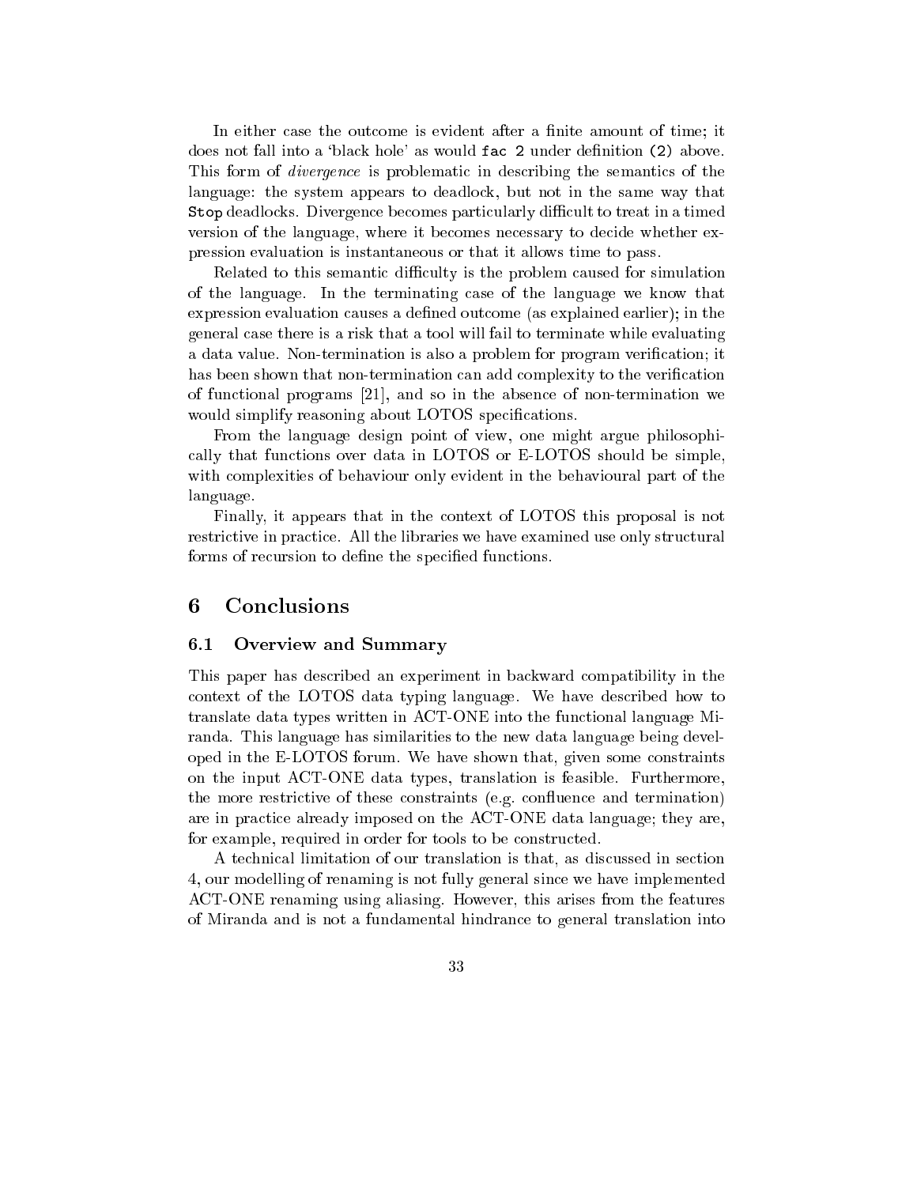In either case the outcome is evident after a finite amount of time; it does not fall into a 'black hole' as would `fac 2` under definition `(2)` above. This form of *divergence* is problematic in describing the semantics of the language: the system appears to deadlock, but not in the same way that `Stop` deadlocks. Divergence becomes particularly difficult to treat in a timed version of the language, where it becomes necessary to decide whether expression evaluation is instantaneous or that it allows time to pass.

Related to this semantic difficulty is the problem caused for simulation of the language. In the terminating case of the language we know that expression evaluation causes a defined outcome (as explained earlier); in the general case there is a risk that a tool will fail to terminate while evaluating a data value. Non-termination is also a problem for program verification; it has been shown that non-termination can add complexity to the verification of functional programs [21], and so in the absence of non-termination we would simplify reasoning about LOTOS specifications.

From the language design point of view, one might argue philosophically that functions over data in LOTOS or E-LOTOS should be simple, with complexities of behaviour only evident in the behavioural part of the language.

Finally, it appears that in the context of LOTOS this proposal is not restrictive in practice. All the libraries we have examined use only structural forms of recursion to define the specified functions.

# 6 Conclusions

## 6.1 Overview and Summary

This paper has described an experiment in backward compatibility in the context of the LOTOS data typing language. We have described how to translate data types written in ACT-ONE into the functional language Miranda. This language has similarities to the new data language being developed in the E-LOTOS forum. We have shown that, given some constraints on the input ACT-ONE data types, translation is feasible. Furthermore, the more restrictive of these constraints (e.g. confluence and termination) are in practice already imposed on the ACT-ONE data language; they are, for example, required in order for tools to be constructed.

A technical limitation of our translation is that, as discussed in section 4, our modelling of renaming is not fully general since we have implemented ACT-ONE renaming using aliasing. However, this arises from the features of Miranda and is not a fundamental hindrance to general translation into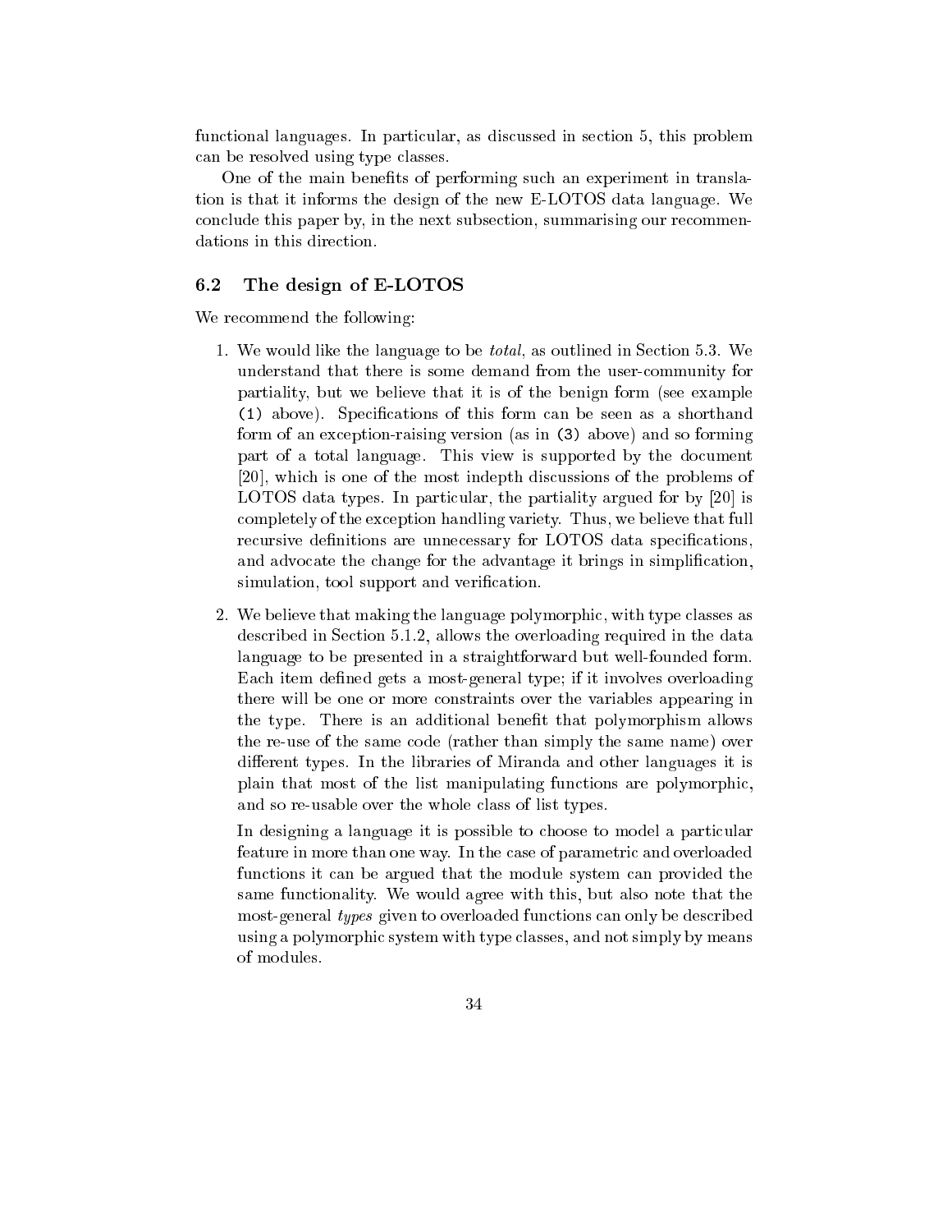functional languages. In particular, as discussed in section 5, this problem can be resolved using type classes.

One of the main benefits of performing such an experiment in translation is that it informs the design of the new E-LOTOS data language. We conclude this paper by, in the next subsection, summarising our recommendations in this direction.

### 6.2 The design of E-LOTOS

We recommend the following:

1. We would like the language to be *total*, as outlined in Section 5.3. We understand that there is some demand from the user-community for partiality, but we believe that it is of the benign form (see example `(1)` above). Specifications of this form can be seen as a shorthand form of an exception-raising version (as in `(3)` above) and so forming part of a total language. This view is supported by the document [20], which is one of the most indepth discussions of the problems of LOTOS data types. In particular, the partiality argued for by [20] is completely of the exception handling variety. Thus, we believe that full recursive definitions are unnecessary for LOTOS data specifications, and advocate the change for the advantage it brings in simplification, simulation, tool support and verification.

2. We believe that making the language polymorphic, with type classes as described in Section 5.1.2, allows the overloading required in the data language to be presented in a straightforward but well-founded form. Each item defined gets a most-general type; if it involves overloading there will be one or more constraints over the variables appearing in the type. There is an additional benefit that polymorphism allows the re-use of the same code (rather than simply the same name) over different types. In the libraries of Miranda and other languages it is plain that most of the list manipulating functions are polymorphic, and so re-usable over the whole class of list types.

   In designing a language it is possible to choose to model a particular feature in more than one way. In the case of parametric and overloaded functions it can be argued that the module system can provided the same functionality. We would agree with this, but also note that the most-general *types* given to overloaded functions can only be described using a polymorphic system with type classes, and not simply by means of modules.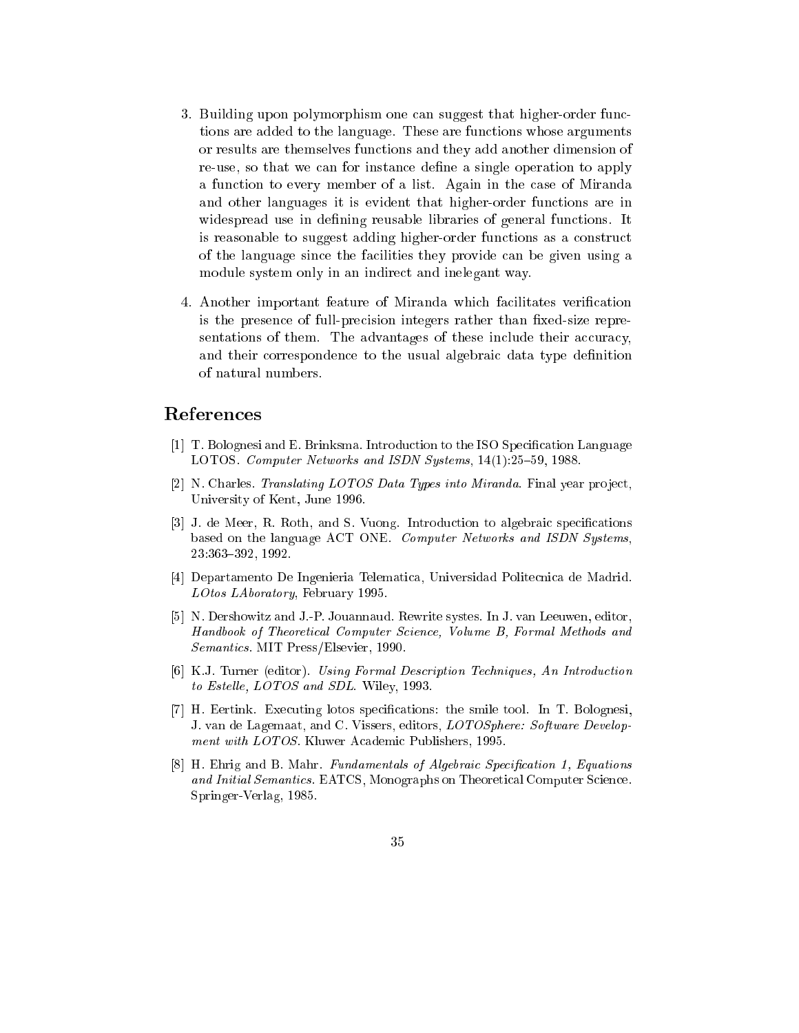3. Building upon polymorphism one can suggest that higher-order functions are added to the language. These are functions whose arguments or results are themselves functions and they add another dimension of re-use, so that we can for instance define a single operation to apply a function to every member of a list. Again in the case of Miranda and other languages it is evident that higher-order functions are in widespread use in defining reusable libraries of general functions. It is reasonable to suggest adding higher-order functions as a construct of the language since the facilities they provide can be given using a module system only in an indirect and inelegant way.

4. Another important feature of Miranda which facilitates verification is the presence of full-precision integers rather than fixed-size representations of them. The advantages of these include their accuracy, and their correspondence to the usual algebraic data type definition of natural numbers.

# References

[1] T. Bolognesi and E. Brinksma. Introduction to the ISO Specification Language LOTOS. *Computer Networks and ISDN Systems*, 14(1):25–59, 1988.

[2] N. Charles. *Translating LOTOS Data Types into Miranda*. Final year project, University of Kent, June 1996.

[3] J. de Meer, R. Roth, and S. Vuong. Introduction to algebraic specifications based on the language ACT ONE. *Computer Networks and ISDN Systems*, 23:363–392, 1992.

[4] Departamento De Ingenieria Telematica, Universidad Politecnica de Madrid. *LOtos LAboratory*, February 1995.

[5] N. Dershowitz and J.-P. Jouannaud. Rewrite systes. In J. van Leeuwen, editor, *Handbook of Theoretical Computer Science, Volume B, Formal Methods and Semantics*. MIT Press/Elsevier, 1990.

[6] K.J. Turner (editor). *Using Formal Description Techniques, An Introduction to Estelle, LOTOS and SDL*. Wiley, 1993.

[7] H. Eertink. Executing lotos specifications: the smile tool. In T. Bolognesi, J. van de Lagemaat, and C. Vissers, editors, *LOTOSphere: Software Development with LOTOS*. Kluwer Academic Publishers, 1995.

[8] H. Ehrig and B. Mahr. *Fundamentals of Algebraic Specification 1, Equations and Initial Semantics*. EATCS, Monographs on Theoretical Computer Science. Springer-Verlag, 1985.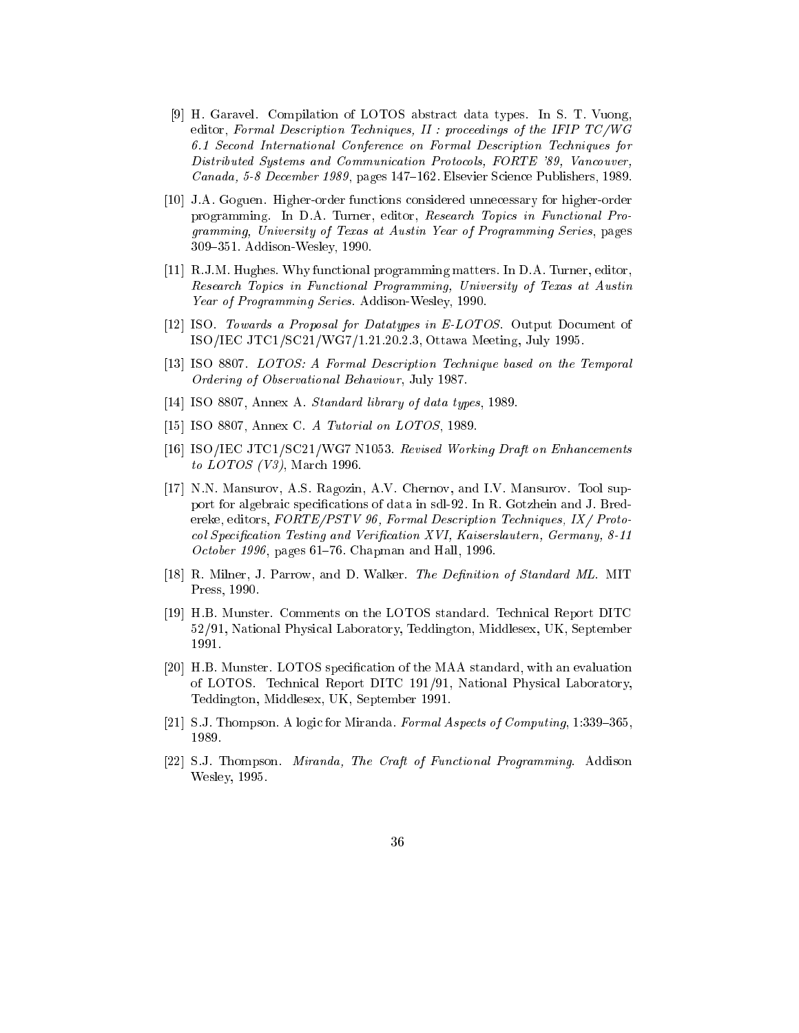[9] H. Garavel. Compilation of LOTOS abstract data types. In S. T. Vuong, editor, *Formal Description Techniques, II : proceedings of the IFIP TC/WG 6.1 Second International Conference on Formal Description Techniques for Distributed Systems and Communication Protocols, FORTE '89, Vancouver, Canada, 5-8 December 1989*, pages 147–162. Elsevier Science Publishers, 1989.

[10] J.A. Goguen. Higher-order functions considered unnecessary for higher-order programming. In D.A. Turner, editor, *Research Topics in Functional Programming, University of Texas at Austin Year of Programming Series*, pages 309–351. Addison-Wesley, 1990.

[11] R.J.M. Hughes. Why functional programming matters. In D.A. Turner, editor, *Research Topics in Functional Programming, University of Texas at Austin Year of Programming Series*. Addison-Wesley, 1990.

[12] ISO. *Towards a Proposal for Datatypes in E-LOTOS*. Output Document of ISO/IEC JTC1/SC21/WG7/1.21.20.2.3, Ottawa Meeting, July 1995.

[13] ISO 8807. *LOTOS: A Formal Description Technique based on the Temporal Ordering of Observational Behaviour*, July 1987.

[14] ISO 8807, Annex A. *Standard library of data types*, 1989.

[15] ISO 8807, Annex C. *A Tutorial on LOTOS*, 1989.

[16] ISO/IEC JTC1/SC21/WG7 N1053. *Revised Working Draft on Enhancements to LOTOS (V3)*, March 1996.

[17] N.N. Mansurov, A.S. Ragozin, A.V. Chernov, and I.V. Mansurov. Tool support for algebraic specifications of data in sdl-92. In R. Gotzhein and J. Bredereke, editors, *FORTE/PSTV 96, Formal Description Techniques, IX/ Protocol Specification Testing and Verification XVI, Kaiserslautern, Germany, 8-11 October 1996*, pages 61–76. Chapman and Hall, 1996.

[18] R. Milner, J. Parrow, and D. Walker. *The Definition of Standard ML*. MIT Press, 1990.

[19] H.B. Munster. Comments on the LOTOS standard. Technical Report DITC 52/91, National Physical Laboratory, Teddington, Middlesex, UK, September 1991.

[20] H.B. Munster. LOTOS specification of the MAA standard, with an evaluation of LOTOS. Technical Report DITC 191/91, National Physical Laboratory, Teddington, Middlesex, UK, September 1991.

[21] S.J. Thompson. A logic for Miranda. *Formal Aspects of Computing*, 1:339–365, 1989.

[22] S.J. Thompson. *Miranda, The Craft of Functional Programming*. Addison Wesley, 1995.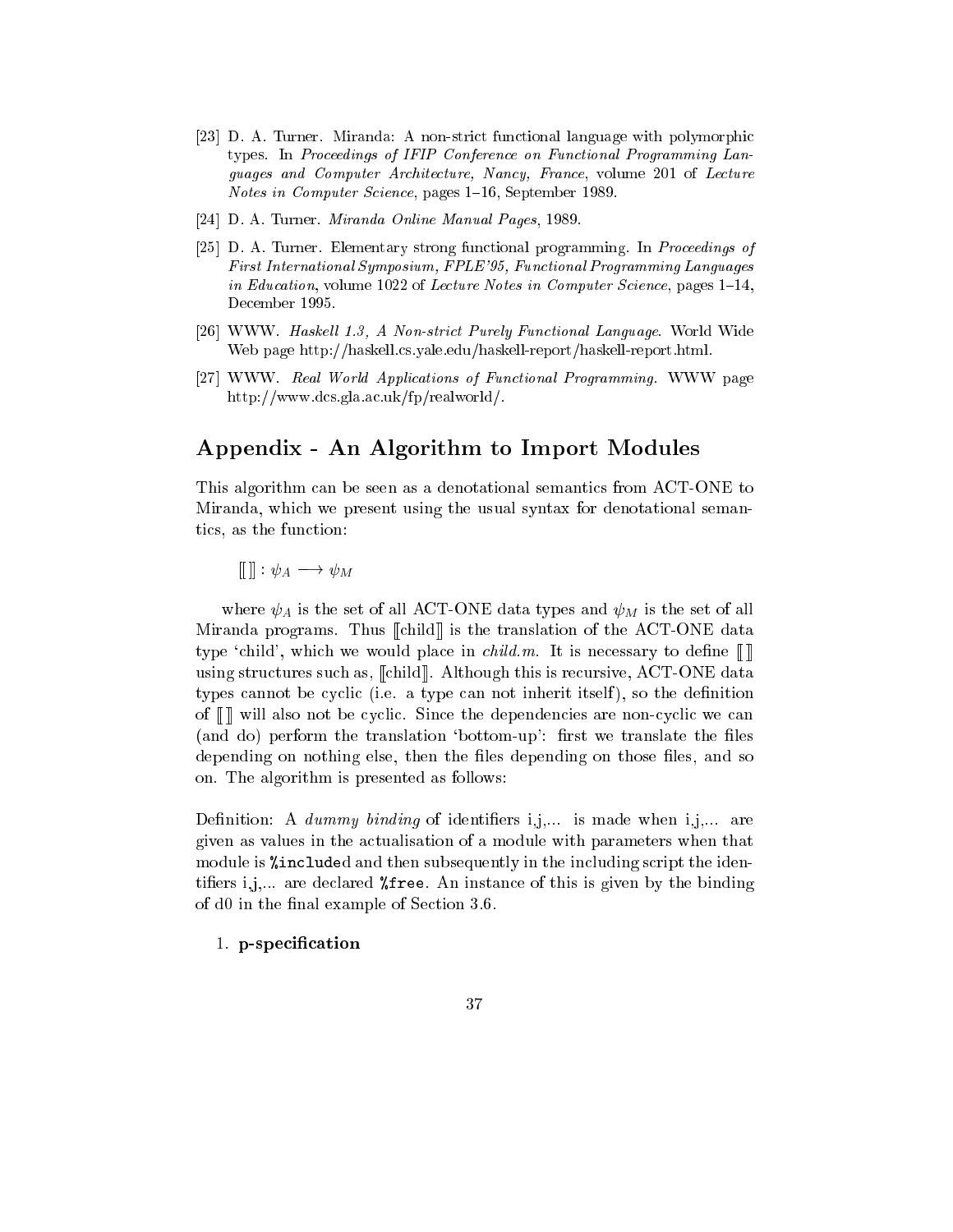[23] D. A. Turner. Miranda: A non-strict functional language with polymorphic types. In *Proceedings of IFIP Conference on Functional Programming Languages and Computer Architecture, Nancy, France*, volume 201 of *Lecture Notes in Computer Science*, pages 1–16, September 1989.

[24] D. A. Turner. *Miranda Online Manual Pages*, 1989.

[25] D. A. Turner. Elementary strong functional programming. In *Proceedings of First International Symposium, FPLE'95, Functional Programming Languages in Education*, volume 1022 of *Lecture Notes in Computer Science*, pages 1–14, December 1995.

[26] WWW. *Haskell 1.3, A Non-strict Purely Functional Language*. World Wide Web page http://haskell.cs.yale.edu/haskell-report/haskell-report.html.

[27] WWW. *Real World Applications of Functional Programming*. WWW page http://www.dcs.gla.ac.uk/fp/realworld/.

## Appendix - An Algorithm to Import Modules

This algorithm can be seen as a denotational semantics from ACT-ONE to Miranda, which we present using the usual syntax for denotational semantics, as the function:

$$[\![ \, ]\!] : \psi_A \longrightarrow \psi_M$$

where $\psi_A$ is the set of all ACT-ONE data types and $\psi_M$ is the set of all Miranda programs. Thus $[\![\text{child}]\!]$ is the translation of the ACT-ONE data type 'child', which we would place in *child.m*. It is necessary to define $[\![ \, ]\!]$ using structures such as, $[\![\text{child}]\!]$. Although this is recursive, ACT-ONE data types cannot be cyclic (i.e. a type can not inherit itself), so the definition of $[\![ \, ]\!]$ will also not be cyclic. Since the dependencies are non-cyclic we can (and do) perform the translation 'bottom-up': first we translate the files depending on nothing else, then the files depending on those files, and so on. The algorithm is presented as follows:

Definition: A *dummy binding* of identifiers i,j,... is made when i,j,... are given as values in the actualisation of a module with parameters when that module is `%include`d and then subsequently in the including script the identifiers i,j,... are declared `%free`. An instance of this is given by the binding of d0 in the final example of Section 3.6.

1. **p-specification**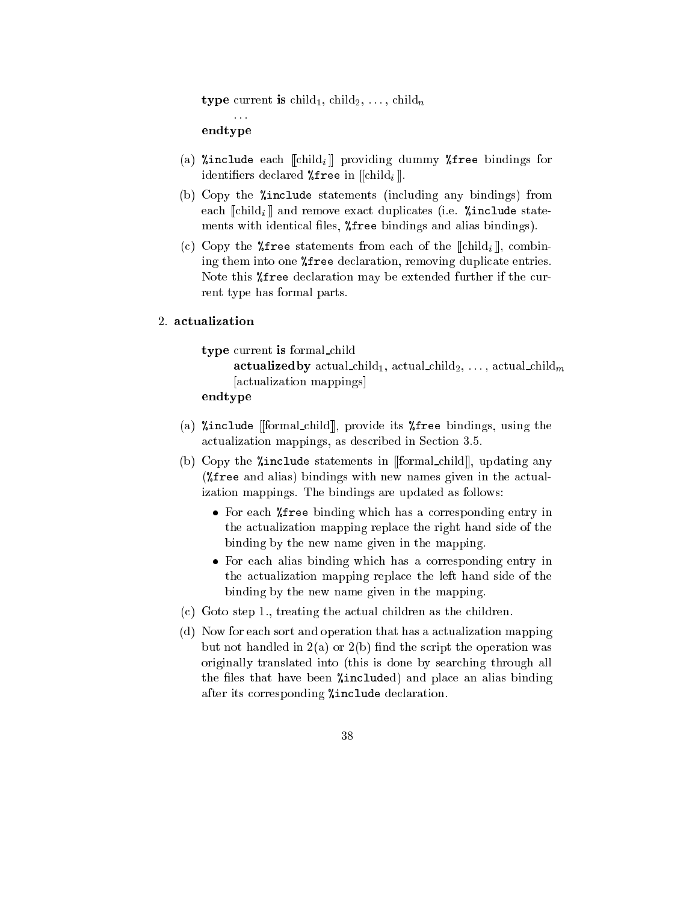**type** current **is** $\text{child}_1$, $\text{child}_2$, ..., $\text{child}_n$

...

**endtype**

(a) `%include` each $[\![\text{child}_i]\!]$ providing dummy `%free` bindings for identifiers declared `%free` in $[\![\text{child}_i]\!]$.

(b) Copy the `%include` statements (including any bindings) from each $[\![\text{child}_i]\!]$ and remove exact duplicates (i.e. `%include` statements with identical files, `%free` bindings and alias bindings).

(c) Copy the `%free` statements from each of the $[\![\text{child}_i]\!]$, combining them into one `%free` declaration, removing duplicate entries. Note this `%free` declaration may be extended further if the current type has formal parts.

2. **actualization**

**type** current **is** formal_child
  **actualizedby** $\text{actual\_child}_1$, $\text{actual\_child}_2$, ..., $\text{actual\_child}_m$
  [actualization mappings]
**endtype**

(a) `%include` [[formal_child]], provide its `%free` bindings, using the actualization mappings, as described in Section 3.5.

(b) Copy the `%include` statements in [[formal_child]], updating any (`%free` and alias) bindings with new names given in the actualization mappings. The bindings are updated as follows:

- For each `%free` binding which has a corresponding entry in the actualization mapping replace the right hand side of the binding by the new name given in the mapping.
- For each alias binding which has a corresponding entry in the actualization mapping replace the left hand side of the binding by the new name given in the mapping.

(c) Goto step 1., treating the actual children as the children.

(d) Now for each sort and operation that has a actualization mapping but not handled in 2(a) or 2(b) find the script the operation was originally translated into (this is done by searching through all the files that have been `%include`d) and place an alias binding after its corresponding `%include` declaration.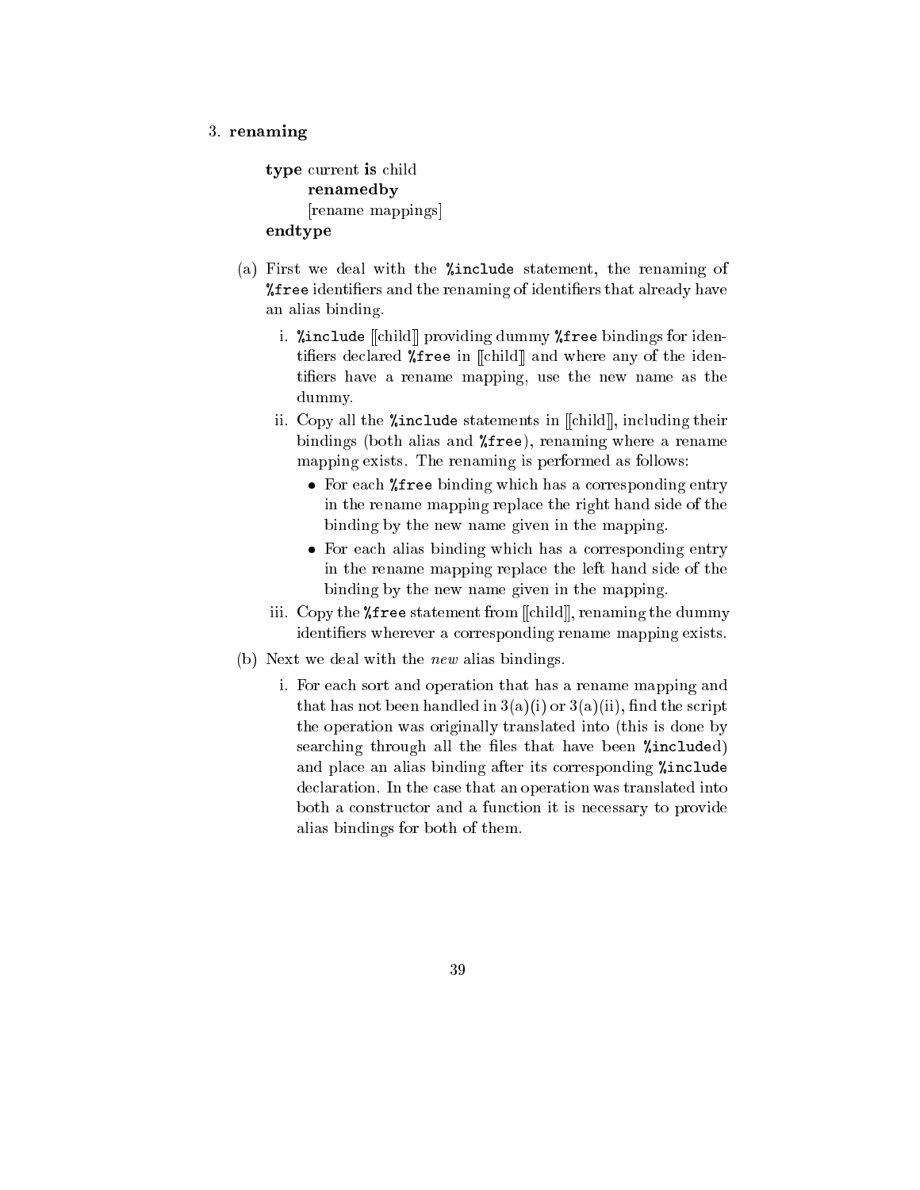3. **renaming**

   **type** current **is** child
   &nbsp;&nbsp;&nbsp;&nbsp;**renamedby**
   &nbsp;&nbsp;&nbsp;&nbsp;[rename mappings]
   **endtype**

   (a) First we deal with the `%include` statement, the renaming of `%free` identifiers and the renaming of identifiers that already have an alias binding.

      i. `%include` [[child]] providing dummy `%free` bindings for identifiers declared `%free` in [[child]] and where any of the identifiers have a rename mapping, use the new name as the dummy.

      ii. Copy all the `%include` statements in [[child]], including their bindings (both alias and `%free`), renaming where a rename mapping exists. The renaming is performed as follows:

         - For each `%free` binding which has a corresponding entry in the rename mapping replace the right hand side of the binding by the new name given in the mapping.
         - For each alias binding which has a corresponding entry in the rename mapping replace the left hand side of the binding by the new name given in the mapping.

      iii. Copy the `%free` statement from [[child]], renaming the dummy identifiers wherever a corresponding rename mapping exists.

   (b) Next we deal with the *new* alias bindings.

      i. For each sort and operation that has a rename mapping and that has not been handled in 3(a)(i) or 3(a)(ii), find the script the operation was originally translated into (this is done by searching through all the files that have been `%included`) and place an alias binding after its corresponding `%include` declaration. In the case that an operation was translated into both a constructor and a function it is necessary to provide alias bindings for both of them.